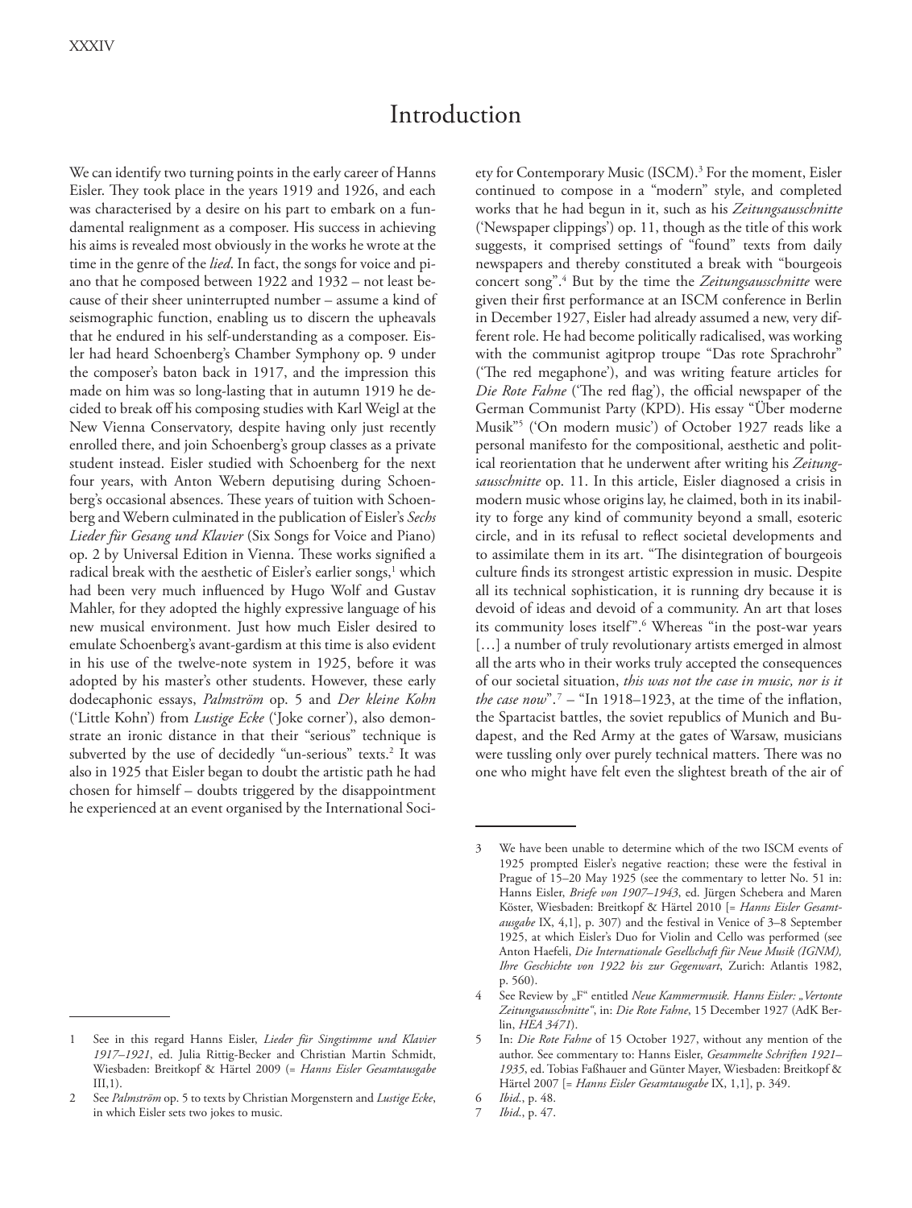# Introduction

We can identify two turning points in the early career of Hanns Eisler. They took place in the years 1919 and 1926, and each was characterised by a desire on his part to embark on a fundamental realignment as a composer. His success in achieving his aims is revealed most obviously in the works he wrote at the time in the genre of the *lied*. In fact, the songs for voice and piano that he composed between 1922 and 1932 – not least because of their sheer uninterrupted number – assume a kind of seismographic function, enabling us to discern the upheavals that he endured in his self-understanding as a composer. Eisler had heard Schoenberg's Chamber Symphony op. 9 under the composer's baton back in 1917, and the impression this made on him was so long-lasting that in autumn 1919 he decided to break off his composing studies with Karl Weigl at the New Vienna Conservatory, despite having only just recently enrolled there, and join Schoenberg's group classes as a private student instead. Eisler studied with Schoenberg for the next four years, with Anton Webern deputising during Schoenberg's occasional absences. These years of tuition with Schoenberg and Webern culminated in the publication of Eisler's *Sechs Lieder für Gesang und Klavier* (Six Songs for Voice and Piano) op. 2 by Universal Edition in Vienna. These works signified a radical break with the aesthetic of Eisler's earlier songs,[1] which had been very much influenced by Hugo Wolf and Gustav Mahler, for they adopted the highly expressive language of his new musical environment. Just how much Eisler desired to emulate Schoenberg's avant-gardism at this time is also evident in his use of the twelve-note system in 1925, before it was adopted by his master's other students. However, these early dodecaphonic essays, *Palmström* op. 5 and *Der kleine Kohn* ('Little Kohn') from *Lustige Ecke* ('Joke corner'), also demonstrate an ironic distance in that their "serious" technique is subverted by the use of decidedly "un-serious" texts.[2] It was also in 1925 that Eisler began to doubt the artistic path he had chosen for himself – doubts triggered by the disappointment he experienced at an event organised by the International Society for Contemporary Music (ISCM).[3] For the moment, Eisler continued to compose in a "modern" style, and completed works that he had begun in it, such as his *Zeitungsausschnitte* ('Newspaper clippings') op. 11, though as the title of this work suggests, it comprised settings of "found" texts from daily newspapers and thereby constituted a break with "bourgeois concert song".[4] But by the time the *Zeitungsausschnitte* were given their first performance at an ISCM conference in Berlin in December 1927, Eisler had already assumed a new, very different role. He had become politically radicalised, was working with the communist agitprop troupe "Das rote Sprachrohr" ('The red megaphone'), and was writing feature articles for *Die Rote Fahne* ('The red flag'), the official newspaper of the German Communist Party (KPD). His essay "Über moderne Musik"[5] ('On modern music') of October 1927 reads like a personal manifesto for the compositional, aesthetic and political reorientation that he underwent after writing his *Zeitungsausschnitte* op. 11. In this article, Eisler diagnosed a crisis in modern music whose origins lay, he claimed, both in its inability to forge any kind of community beyond a small, esoteric circle, and in its refusal to reflect societal developments and to assimilate them in its art. "The disintegration of bourgeois culture finds its strongest artistic expression in music. Despite all its technical sophistication, it is running dry because it is devoid of ideas and devoid of a community. An art that loses its community loses itself".[6] Whereas "in the post-war years […] a number of truly revolutionary artists emerged in almost all the arts who in their works truly accepted the consequences of our societal situation, *this was not the case in music, nor is it the case now*".[7] – "In 1918–1923, at the time of the inflation, the Spartacist battles, the soviet republics of Munich and Budapest, and the Red Army at the gates of Warsaw, musicians were tussling only over purely technical matters. There was no one who might have felt even the slightest breath of the air of

---

1 See in this regard Hanns Eisler, *Lieder für Singstimme und Klavier 1917–1921*, ed. Julia Rittig-Becker and Christian Martin Schmidt, Wiesbaden: Breitkopf & Härtel 2009 (= *Hanns Eisler Gesamtausgabe* III,1).

2 See *Palmström* op. 5 to texts by Christian Morgenstern and *Lustige Ecke*, in which Eisler sets two jokes to music.

3 We have been unable to determine which of the two ISCM events of 1925 prompted Eisler's negative reaction; these were the festival in Prague of 15–20 May 1925 (see the commentary to letter No. 51 in: Hanns Eisler, *Briefe von 1907–1943*, ed. Jürgen Schebera and Maren Köster, Wiesbaden: Breitkopf & Härtel 2010 [= *Hanns Eisler Gesamtausgabe* IX, 4,1], p. 307) and the festival in Venice of 3–8 September 1925, at which Eisler's Duo for Violin and Cello was performed (see Anton Haefeli, *Die Internationale Gesellschaft für Neue Musik (IGNM), Ihre Geschichte von 1922 bis zur Gegenwart*, Zurich: Atlantis 1982, p. 560).

4 See Review by „F" entitled *Neue Kammermusik. Hanns Eisler: „Vertonte Zeitungsausschnitte"*, in: *Die Rote Fahne*, 15 December 1927 (AdK Berlin, *HEA 3471*).

5 In: *Die Rote Fahne* of 15 October 1927, without any mention of the author. See commentary to: Hanns Eisler, *Gesammelte Schriften 1921–1935*, ed. Tobias Faßhauer and Günter Mayer, Wiesbaden: Breitkopf & Härtel 2007 [= *Hanns Eisler Gesamtausgabe* IX, 1,1], p. 349.

6 *Ibid.*, p. 48.

7 *Ibid.*, p. 47.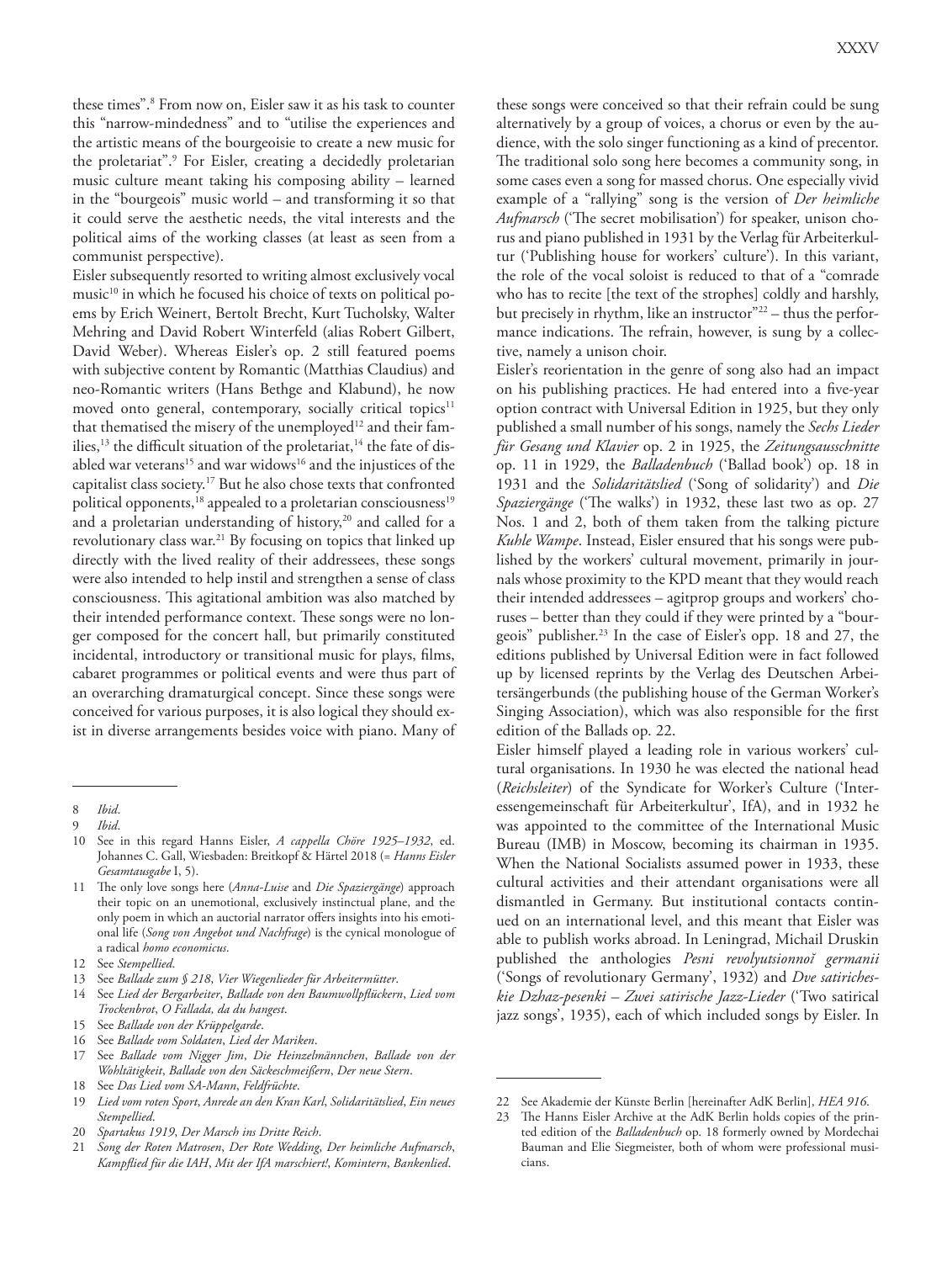these times".[8] From now on, Eisler saw it as his task to counter this "narrow-mindedness" and to "utilise the experiences and the artistic means of the bourgeoisie to create a new music for the proletariat".[9] For Eisler, creating a decidedly proletarian music culture meant taking his composing ability – learned in the "bourgeois" music world – and transforming it so that it could serve the aesthetic needs, the vital interests and the political aims of the working classes (at least as seen from a communist perspective).

Eisler subsequently resorted to writing almost exclusively vocal music[10] in which he focused his choice of texts on political poems by Erich Weinert, Bertolt Brecht, Kurt Tucholsky, Walter Mehring and David Robert Winterfeld (alias Robert Gilbert, David Weber). Whereas Eisler's op. 2 still featured poems with subjective content by Romantic (Matthias Claudius) and neo-Romantic writers (Hans Bethge and Klabund), he now moved onto general, contemporary, socially critical topics[11] that thematised the misery of the unemployed[12] and their families,[13] the difficult situation of the proletariat,[14] the fate of disabled war veterans[15] and war widows[16] and the injustices of the capitalist class society.[17] But he also chose texts that confronted political opponents,[18] appealed to a proletarian consciousness[19] and a proletarian understanding of history,[20] and called for a revolutionary class war.[21] By focusing on topics that linked up directly with the lived reality of their addressees, these songs were also intended to help instil and strengthen a sense of class consciousness. This agitational ambition was also matched by their intended performance context. These songs were no longer composed for the concert hall, but primarily constituted incidental, introductory or transitional music for plays, films, cabaret programmes or political events and were thus part of an overarching dramaturgical concept. Since these songs were conceived for various purposes, it is also logical they should exist in diverse arrangements besides voice with piano. Many of these songs were conceived so that their refrain could be sung alternatively by a group of voices, a chorus or even by the audience, with the solo singer functioning as a kind of precentor. The traditional solo song here becomes a community song, in some cases even a song for massed chorus. One especially vivid example of a "rallying" song is the version of *Der heimliche Aufmarsch* ('The secret mobilisation') for speaker, unison chorus and piano published in 1931 by the Verlag für Arbeiterkultur ('Publishing house for workers' culture'). In this variant, the role of the vocal soloist is reduced to that of a "comrade who has to recite [the text of the strophes] coldly and harshly, but precisely in rhythm, like an instructor"[22] – thus the performance indications. The refrain, however, is sung by a collective, namely a unison choir.

Eisler's reorientation in the genre of song also had an impact on his publishing practices. He had entered into a five-year option contract with Universal Edition in 1925, but they only published a small number of his songs, namely the *Sechs Lieder für Gesang und Klavier* op. 2 in 1925, the *Zeitungsausschnitte* op. 11 in 1929, the *Balladenbuch* ('Ballad book') op. 18 in 1931 and the *Solidaritätslied* ('Song of solidarity') and *Die Spaziergänge* ('The walks') in 1932, these last two as op. 27 Nos. 1 and 2, both of them taken from the talking picture *Kuhle Wampe*. Instead, Eisler ensured that his songs were published by the workers' cultural movement, primarily in journals whose proximity to the KPD meant that they would reach their intended addressees – agitprop groups and workers' choruses – better than they could if they were printed by a "bourgeois" publisher.[23] In the case of Eisler's opp. 18 and 27, the editions published by Universal Edition were in fact followed up by licensed reprints by the Verlag des Deutschen Arbeitersängerbunds (the publishing house of the German Worker's Singing Association), which was also responsible for the first edition of the Ballads op. 22.

Eisler himself played a leading role in various workers' cultural organisations. In 1930 he was elected the national head (*Reichsleiter*) of the Syndicate for Worker's Culture ('Interessengemeinschaft für Arbeiterkultur', IfA), and in 1932 he was appointed to the committee of the International Music Bureau (IMB) in Moscow, becoming its chairman in 1935. When the National Socialists assumed power in 1933, these cultural activities and their attendant organisations were all dismantled in Germany. But institutional contacts continued on an international level, and this meant that Eisler was able to publish works abroad. In Leningrad, Michail Druskin published the anthologies *Pesni revolyutsionnoĭ germanii* ('Songs of revolutionary Germany', 1932) and *Dve satiricheskie Dzhaz-pesenki – Zwei satirische Jazz-Lieder* ('Two satirical jazz songs', 1935), each of which included songs by Eisler. In

---

8 *Ibid*.

9 *Ibid*.

10 See in this regard Hanns Eisler, *A cappella Chöre 1925–1932*, ed. Johannes C. Gall, Wiesbaden: Breitkopf & Härtel 2018 (= *Hanns Eisler Gesamtausgabe* I, 5).

11 The only love songs here (*Anna-Luise* and *Die Spaziergänge*) approach their topic on an unemotional, exclusively instinctual plane, and the only poem in which an auctorial narrator offers insights into his emotional life (*Song von Angebot und Nachfrage*) is the cynical monologue of a radical *homo economicus*.

12 See *Stempellied*.

13 See *Ballade zum § 218*, *Vier Wiegenlieder für Arbeitermütter*.

14 See *Lied der Bergarbeiter*, *Ballade von den Baumwollpflückern*, *Lied vom Trockenbrot*, *O Fallada, da du hangest*.

15 See *Ballade von der Krüppelgarde*.

16 See *Ballade vom Soldaten*, *Lied der Mariken*.

17 See *Ballade vom Nigger Jim*, *Die Heinzelmännchen*, *Ballade von der Wohltätigkeit*, *Ballade von den Säckeschmeißern*, *Der neue Stern*.

18 See *Das Lied vom SA-Mann*, *Feldfrüchte*.

19 *Lied vom roten Sport*, *Anrede an den Kran Karl*, *Solidaritätslied*, *Ein neues Stempellied*.

20 *Spartakus 1919*, *Der Marsch ins Dritte Reich*.

21 *Song der Roten Matrosen*, *Der Rote Wedding*, *Der heimliche Aufmarsch*, *Kampflied für die IAH*, *Mit der IfA marschiert!*, *Komintern*, *Bankenlied*.

22 See Akademie der Künste Berlin [hereinafter AdK Berlin], *HEA 916*.

23 The Hanns Eisler Archive at the AdK Berlin holds copies of the printed edition of the *Balladenbuch* op. 18 formerly owned by Mordechai Bauman and Elie Siegmeister, both of whom were professional musicians.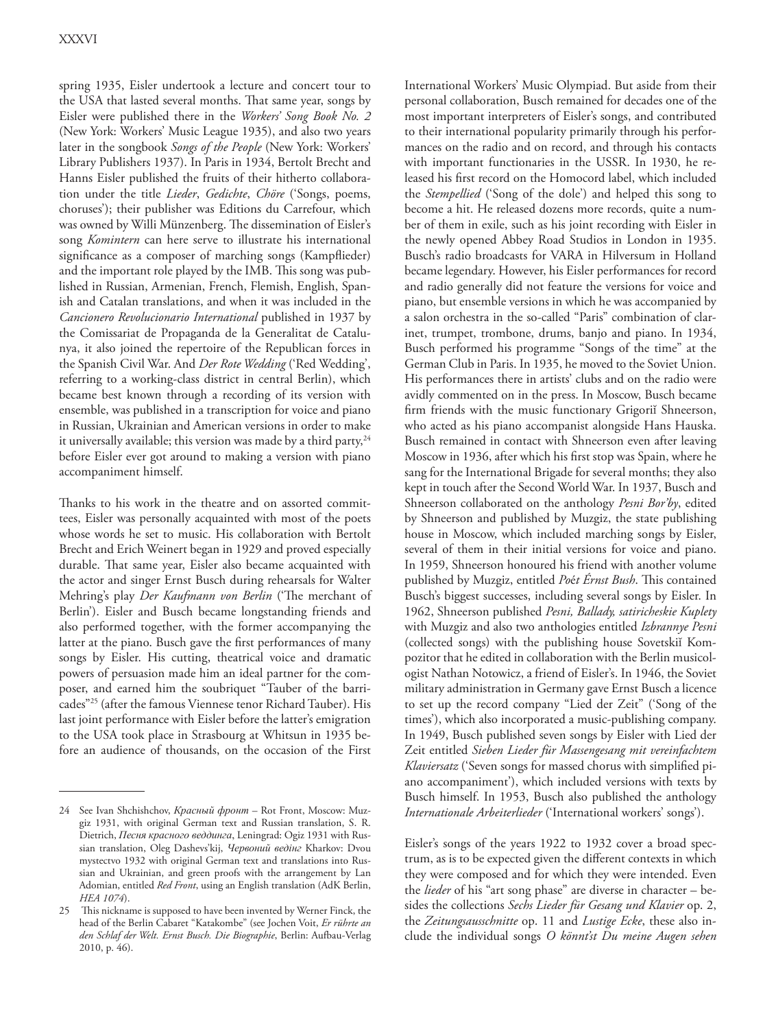spring 1935, Eisler undertook a lecture and concert tour to the USA that lasted several months. That same year, songs by Eisler were published there in the *Workers' Song Book No. 2* (New York: Workers' Music League 1935), and also two years later in the songbook *Songs of the People* (New York: Workers' Library Publishers 1937). In Paris in 1934, Bertolt Brecht and Hanns Eisler published the fruits of their hitherto collaboration under the title *Lieder*, *Gedichte*, *Chöre* ('Songs, poems, choruses'); their publisher was Editions du Carrefour, which was owned by Willi Münzenberg. The dissemination of Eisler's song *Komintern* can here serve to illustrate his international significance as a composer of marching songs (Kampflieder) and the important role played by the IMB. This song was published in Russian, Armenian, French, Flemish, English, Spanish and Catalan translations, and when it was included in the *Cancionero Revolucionario International* published in 1937 by the Comissariat de Propaganda de la Generalitat de Catalunya, it also joined the repertoire of the Republican forces in the Spanish Civil War. And *Der Rote Wedding* ('Red Wedding', referring to a working-class district in central Berlin), which became best known through a recording of its version with ensemble, was published in a transcription for voice and piano in Russian, Ukrainian and American versions in order to make it universally available; this version was made by a third party,[24] before Eisler ever got around to making a version with piano accompaniment himself.

Thanks to his work in the theatre and on assorted committees, Eisler was personally acquainted with most of the poets whose words he set to music. His collaboration with Bertolt Brecht and Erich Weinert began in 1929 and proved especially durable. That same year, Eisler also became acquainted with the actor and singer Ernst Busch during rehearsals for Walter Mehring's play *Der Kaufmann von Berlin* ('The merchant of Berlin'). Eisler and Busch became longstanding friends and also performed together, with the former accompanying the latter at the piano. Busch gave the first performances of many songs by Eisler. His cutting, theatrical voice and dramatic powers of persuasion made him an ideal partner for the composer, and earned him the soubriquet "Tauber of the barricades"[25] (after the famous Viennese tenor Richard Tauber). His last joint performance with Eisler before the latter's emigration to the USA took place in Strasbourg at Whitsun in 1935 before an audience of thousands, on the occasion of the First International Workers' Music Olympiad. But aside from their personal collaboration, Busch remained for decades one of the most important interpreters of Eisler's songs, and contributed to their international popularity primarily through his performances on the radio and on record, and through his contacts with important functionaries in the USSR. In 1930, he released his first record on the Homocord label, which included the *Stempellied* ('Song of the dole') and helped this song to become a hit. He released dozens more records, quite a number of them in exile, such as his joint recording with Eisler in the newly opened Abbey Road Studios in London in 1935. Busch's radio broadcasts for VARA in Hilversum in Holland became legendary. However, his Eisler performances for record and radio generally did not feature the versions for voice and piano, but ensemble versions in which he was accompanied by a salon orchestra in the so-called "Paris" combination of clarinet, trumpet, trombone, drums, banjo and piano. In 1934, Busch performed his programme "Songs of the time" at the German Club in Paris. In 1935, he moved to the Soviet Union. His performances there in artists' clubs and on the radio were avidly commented on in the press. In Moscow, Busch became firm friends with the music functionary Grigoriĭ Shneerson, who acted as his piano accompanist alongside Hans Hauska. Busch remained in contact with Shneerson even after leaving Moscow in 1936, after which his first stop was Spain, where he sang for the International Brigade for several months; they also kept in touch after the Second World War. In 1937, Busch and Shneerson collaborated on the anthology *Pesni Bor'by*, edited by Shneerson and published by Muzgiz, the state publishing house in Moscow, which included marching songs by Eisler, several of them in their initial versions for voice and piano. In 1959, Shneerson honoured his friend with another volume published by Muzgiz, entitled *Poét Érnst Bush*. This contained Busch's biggest successes, including several songs by Eisler. In 1962, Shneerson published *Pesni, Ballady, satiricheskie Kuplety* with Muzgiz and also two anthologies entitled *Izbrannye Pesni* (collected songs) with the publishing house Sovetskiĭ Kompozitor that he edited in collaboration with the Berlin musicologist Nathan Notowicz, a friend of Eisler's. In 1946, the Soviet military administration in Germany gave Ernst Busch a licence to set up the record company "Lied der Zeit" ('Song of the times'), which also incorporated a music-publishing company. In 1949, Busch published seven songs by Eisler with Lied der Zeit entitled *Sieben Lieder für Massengesang mit vereinfachtem Klaviersatz* ('Seven songs for massed chorus with simplified piano accompaniment'), which included versions with texts by Busch himself. In 1953, Busch also published the anthology *Internationale Arbeiterlieder* ('International workers' songs').

Eisler's songs of the years 1922 to 1932 cover a broad spectrum, as is to be expected given the different contexts in which they were composed and for which they were intended. Even the *lieder* of his "art song phase" are diverse in character – besides the collections *Sechs Lieder für Gesang und Klavier* op. 2, the *Zeitungsausschnitte* op. 11 and *Lustige Ecke*, these also include the individual songs *O könnt'st Du meine Augen sehen*

---

24 See Ivan Shchishchov, *Красный фронт* – Rot Front, Moscow: Muzgiz 1931, with original German text and Russian translation, S. R. Dietrich, *Песня красного веддинга*, Leningrad: Ogiz 1931 with Russian translation, Oleg Dashevs'kij, *Червоний веддінг* Kharkov: Dvou mystectvo 1932 with original German text and translations into Russian and Ukrainian, and green proofs with the arrangement by Lan Adomian, entitled *Red Front*, using an English translation (AdK Berlin, *HEA 1074*).

25 This nickname is supposed to have been invented by Werner Finck, the head of the Berlin Cabaret "Katakombe" (see Jochen Voit, *Er rührte an den Schlaf der Welt. Ernst Busch. Die Biographie*, Berlin: Aufbau-Verlag 2010, p. 46).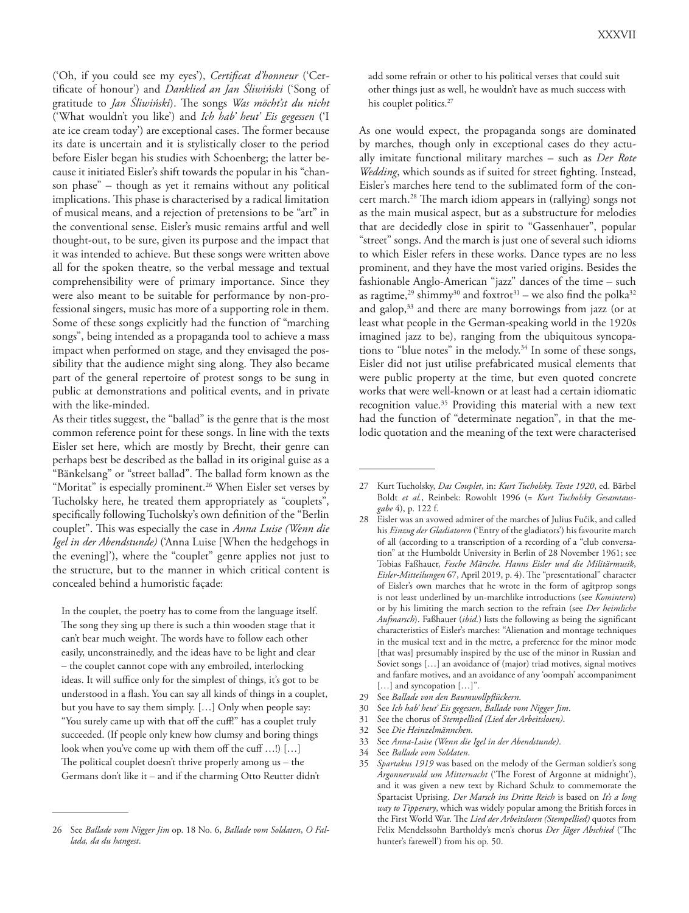('Oh, if you could see my eyes'), *Certificat d'honneur* ('Certificate of honour') and *Danklied an Jan Śliwiński* ('Song of gratitude to *Jan Śliwiński*). The songs *Was möcht'st du nicht* ('What wouldn't you like') and *Ich hab' heut' Eis gegessen* ('I ate ice cream today') are exceptional cases. The former because its date is uncertain and it is stylistically closer to the period before Eisler began his studies with Schoenberg; the latter because it initiated Eisler's shift towards the popular in his "chanson phase" – though as yet it remains without any political implications. This phase is characterised by a radical limitation of musical means, and a rejection of pretensions to be "art" in the conventional sense. Eisler's music remains artful and well thought-out, to be sure, given its purpose and the impact that it was intended to achieve. But these songs were written above all for the spoken theatre, so the verbal message and textual comprehensibility were of primary importance. Since they were also meant to be suitable for performance by non-professional singers, music has more of a supporting role in them. Some of these songs explicitly had the function of "marching songs", being intended as a propaganda tool to achieve a mass impact when performed on stage, and they envisaged the possibility that the audience might sing along. They also became part of the general repertoire of protest songs to be sung in public at demonstrations and political events, and in private with the like-minded.

As their titles suggest, the "ballad" is the genre that is the most common reference point for these songs. In line with the texts Eisler set here, which are mostly by Brecht, their genre can perhaps best be described as the ballad in its original guise as a "Bänkelsang" or "street ballad". The ballad form known as the "Moritat" is especially prominent.[26] When Eisler set verses by Tucholsky here, he treated them appropriately as "couplets", specifically following Tucholsky's own definition of the "Berlin couplet". This was especially the case in *Anna Luise (Wenn die Igel in der Abendstunde)* ('Anna Luise [When the hedgehogs in the evening]'), where the "couplet" genre applies not just to the structure, but to the manner in which critical content is concealed behind a humoristic façade:

> In the couplet, the poetry has to come from the language itself. The song they sing up there is such a thin wooden stage that it can't bear much weight. The words have to follow each other easily, unconstrainedly, and the ideas have to be light and clear – the couplet cannot cope with any embroiled, interlocking ideas. It will suffice only for the simplest of things, it's got to be understood in a flash. You can say all kinds of things in a couplet, but you have to say them simply. […] Only when people say: "You surely came up with that off the cuff!" has a couplet truly succeeded. (If people only knew how clumsy and boring things look when you've come up with them off the cuff …!) […] The political couplet doesn't thrive properly among us – the Germans don't like it – and if the charming Otto Reutter didn't add some refrain or other to his political verses that could suit other things just as well, he wouldn't have as much success with his couplet politics.[27]

As one would expect, the propaganda songs are dominated by marches, though only in exceptional cases do they actually imitate functional military marches – such as *Der Rote Wedding*, which sounds as if suited for street fighting. Instead, Eisler's marches here tend to the sublimated form of the concert march.[28] The march idiom appears in (rallying) songs not as the main musical aspect, but as a substructure for melodies that are decidedly close in spirit to "Gassenhauer", popular "street" songs. And the march is just one of several such idioms to which Eisler refers in these works. Dance types are no less prominent, and they have the most varied origins. Besides the fashionable Anglo-American "jazz" dances of the time – such as ragtime,[29] shimmy[30] and foxtrot[31] – we also find the polka[32] and galop,[33] and there are many borrowings from jazz (or at least what people in the German-speaking world in the 1920s imagined jazz to be), ranging from the ubiquitous syncopations to "blue notes" in the melody.[34] In some of these songs, Eisler did not just utilise prefabricated musical elements that were public property at the time, but even quoted concrete works that were well-known or at least had a certain idiomatic recognition value.[35] Providing this material with a new text had the function of "determinate negation", in that the melodic quotation and the meaning of the text were characterised

---

26 See *Ballade vom Nigger Jim* op. 18 No. 6, *Ballade vom Soldaten*, *O Fallada, da du hangest*.

27 Kurt Tucholsky, *Das Couplet*, in: *Kurt Tucholsky. Texte 1920*, ed. Bärbel Boldt *et al.*, Reinbek: Rowohlt 1996 (= *Kurt Tucholsky Gesamtausgabe* 4), p. 122 f.

28 Eisler was an avowed admirer of the marches of Julius Fučík, and called his *Einzug der Gladiatoren* ('Entry of the gladiators') his favourite march of all (according to a transcription of a recording of a "club conversation" at the Humboldt University in Berlin of 28 November 1961; see Tobias Faßhauer, *Fesche Märsche. Hanns Eisler und die Militärmusik*, *Eisler-Mitteilungen* 67, April 2019, p. 4). The "presentational" character of Eisler's own marches that he wrote in the form of agitprop songs is not least underlined by un-marchlike introductions (see *Komintern*) or by his limiting the march section to the refrain (see *Der heimliche Aufmarsch*). Faßhauer (*ibid.*) lists the following as being the significant characteristics of Eisler's marches: "Alienation and montage techniques in the musical text and in the metre, a preference for the minor mode [that was] presumably inspired by the use of the minor in Russian and Soviet songs […] an avoidance of (major) triad motives, signal motives and fanfare motives, and an avoidance of any 'oompah' accompaniment […] and syncopation […]".

29 See *Ballade von den Baumwollpflückern*.

30 See *Ich hab' heut' Eis gegessen*, *Ballade vom Nigger Jim*.

31 See the chorus of *Stempellied (Lied der Arbeitslosen)*.

32 See *Die Heinzelmännchen*.

33 See *Anna-Luise (Wenn die Igel in der Abendstunde)*.

34 See *Ballade vom Soldaten*.

35 *Spartakus 1919* was based on the melody of the German soldier's song *Argonnerwald um Mitternacht* ('The Forest of Argonne at midnight'), and it was given a new text by Richard Schulz to commemorate the Spartacist Uprising. *Der Marsch ins Dritte Reich* is based on *It's a long way to Tipperary*, which was widely popular among the British forces in the First World War. The *Lied der Arbeitslosen (Stempellied)* quotes from Felix Mendelssohn Bartholdy's men's chorus *Der Jäger Abschied* ('The hunter's farewell') from his op. 50.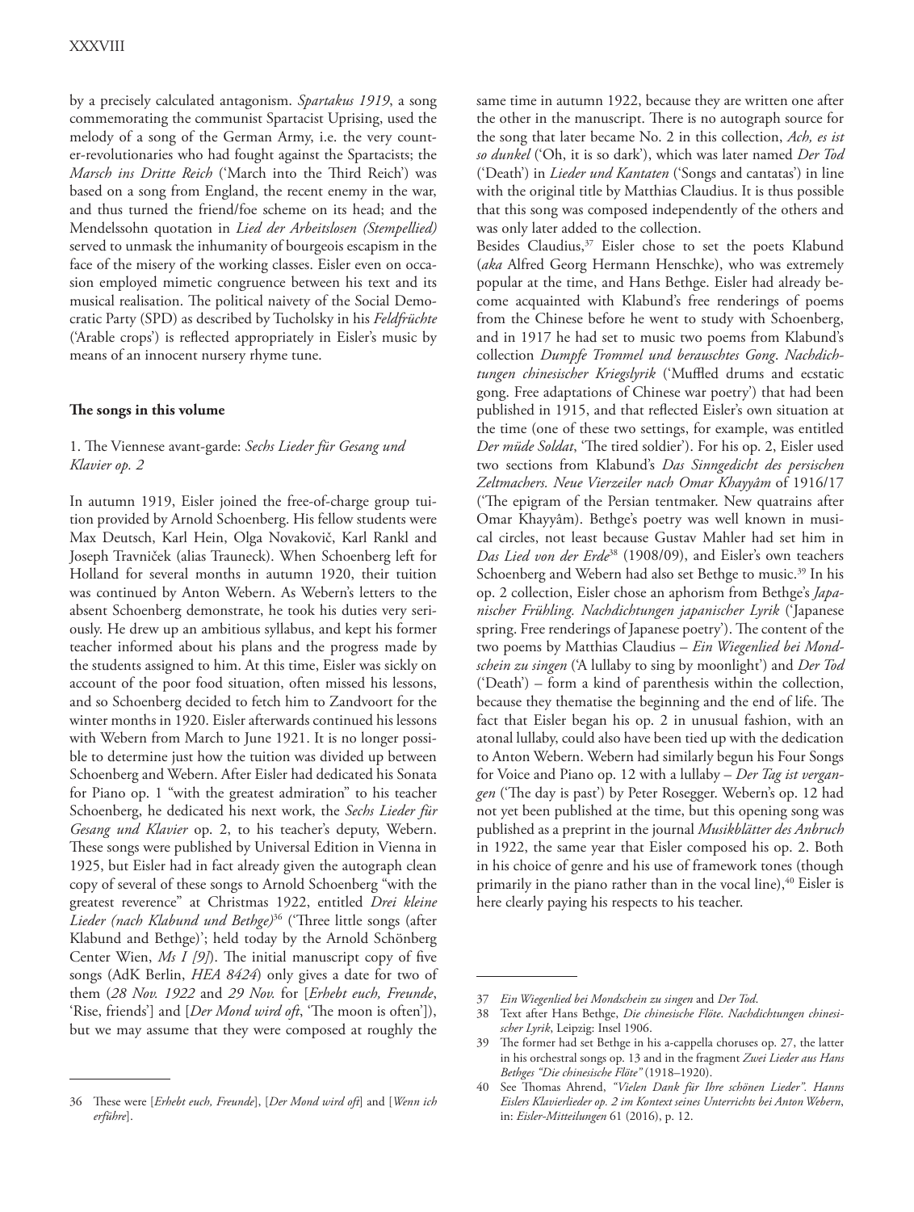by a precisely calculated antagonism. *Spartakus 1919*, a song commemorating the communist Spartacist Uprising, used the melody of a song of the German Army, i.e. the very counter-revolutionaries who had fought against the Spartacists; the *Marsch ins Dritte Reich* ('March into the Third Reich') was based on a song from England, the recent enemy in the war, and thus turned the friend/foe scheme on its head; and the Mendelssohn quotation in *Lied der Arbeitslosen (Stempellied)* served to unmask the inhumanity of bourgeois escapism in the face of the misery of the working classes. Eisler even on occasion employed mimetic congruence between his text and its musical realisation. The political naivety of the Social Democratic Party (SPD) as described by Tucholsky in his *Feldfrüchte* ('Arable crops') is reflected appropriately in Eisler's music by means of an innocent nursery rhyme tune.

**The songs in this volume**

1. The Viennese avant-garde: *Sechs Lieder für Gesang und Klavier op. 2*

In autumn 1919, Eisler joined the free-of-charge group tuition provided by Arnold Schoenberg. His fellow students were Max Deutsch, Karl Hein, Olga Novakovič, Karl Rankl and Joseph Travniček (alias Trauneck). When Schoenberg left for Holland for several months in autumn 1920, their tuition was continued by Anton Webern. As Webern's letters to the absent Schoenberg demonstrate, he took his duties very seriously. He drew up an ambitious syllabus, and kept his former teacher informed about his plans and the progress made by the students assigned to him. At this time, Eisler was sickly on account of the poor food situation, often missed his lessons, and so Schoenberg decided to fetch him to Zandvoort for the winter months in 1920. Eisler afterwards continued his lessons with Webern from March to June 1921. It is no longer possible to determine just how the tuition was divided up between Schoenberg and Webern. After Eisler had dedicated his Sonata for Piano op. 1 "with the greatest admiration" to his teacher Schoenberg, he dedicated his next work, the *Sechs Lieder für Gesang und Klavier* op. 2, to his teacher's deputy, Webern. These songs were published by Universal Edition in Vienna in 1925, but Eisler had in fact already given the autograph clean copy of several of these songs to Arnold Schoenberg "with the greatest reverence" at Christmas 1922, entitled *Drei kleine Lieder (nach Klabund und Bethge)*[36] ('Three little songs (after Klabund and Bethge)'; held today by the Arnold Schönberg Center Wien, *Ms I [9]*). The initial manuscript copy of five songs (AdK Berlin, *HEA 8424*) only gives a date for two of them (*28 Nov. 1922* and *29 Nov.* for [*Erhebt euch, Freunde*, 'Rise, friends'] and [*Der Mond wird oft*, 'The moon is often']), but we may assume that they were composed at roughly the same time in autumn 1922, because they are written one after the other in the manuscript. There is no autograph source for the song that later became No. 2 in this collection, *Ach, es ist so dunkel* ('Oh, it is so dark'), which was later named *Der Tod* ('Death') in *Lieder und Kantaten* ('Songs and cantatas') in line with the original title by Matthias Claudius. It is thus possible that this song was composed independently of the others and was only later added to the collection.

Besides Claudius,[37] Eisler chose to set the poets Klabund (*aka* Alfred Georg Hermann Henschke), who was extremely popular at the time, and Hans Bethge. Eisler had already become acquainted with Klabund's free renderings of poems from the Chinese before he went to study with Schoenberg, and in 1917 he had set to music two poems from Klabund's collection *Dumpfe Trommel und berauschtes Gong. Nachdichtungen chinesischer Kriegslyrik* ('Muffled drums and ecstatic gong. Free adaptations of Chinese war poetry') that had been published in 1915, and that reflected Eisler's own situation at the time (one of these two settings, for example, was entitled *Der müde Soldat*, 'The tired soldier'). For his op. 2, Eisler used two sections from Klabund's *Das Sinngedicht des persischen Zeltmachers. Neue Vierzeiler nach Omar Khayyâm* of 1916/17 ('The epigram of the Persian tentmaker. New quatrains after Omar Khayyâm). Bethge's poetry was well known in musical circles, not least because Gustav Mahler had set him in *Das Lied von der Erde*[38] (1908/09), and Eisler's own teachers Schoenberg and Webern had also set Bethge to music.[39] In his op. 2 collection, Eisler chose an aphorism from Bethge's *Japanischer Frühling. Nachdichtungen japanischer Lyrik* ('Japanese spring. Free renderings of Japanese poetry'). The content of the two poems by Matthias Claudius – *Ein Wiegenlied bei Mondschein zu singen* ('A lullaby to sing by moonlight') and *Der Tod* ('Death') – form a kind of parenthesis within the collection, because they thematise the beginning and the end of life. The fact that Eisler began his op. 2 in unusual fashion, with an atonal lullaby, could also have been tied up with the dedication to Anton Webern. Webern had similarly begun his Four Songs for Voice and Piano op. 12 with a lullaby – *Der Tag ist vergangen* ('The day is past') by Peter Rosegger. Webern's op. 12 had not yet been published at the time, but this opening song was published as a preprint in the journal *Musikblätter des Anbruch* in 1922, the same year that Eisler composed his op. 2. Both in his choice of genre and his use of framework tones (though primarily in the piano rather than in the vocal line),[40] Eisler is here clearly paying his respects to his teacher.

---

36 These were [*Erhebt euch, Freunde*], [*Der Mond wird oft*] and [*Wenn ich erführe*].

37 *Ein Wiegenlied bei Mondschein zu singen* and *Der Tod*.

38 Text after Hans Bethge, *Die chinesische Flöte. Nachdichtungen chinesischer Lyrik*, Leipzig: Insel 1906.

39 The former had set Bethge in his a-cappella choruses op. 27, the latter in his orchestral songs op. 13 and in the fragment *Zwei Lieder aus Hans Bethges "Die chinesische Flöte"* (1918–1920).

40 See Thomas Ahrend, *"Vielen Dank für Ihre schönen Lieder". Hanns Eislers Klavierlieder op. 2 im Kontext seines Unterrichts bei Anton Webern*, in: *Eisler-Mitteilungen* 61 (2016), p. 12.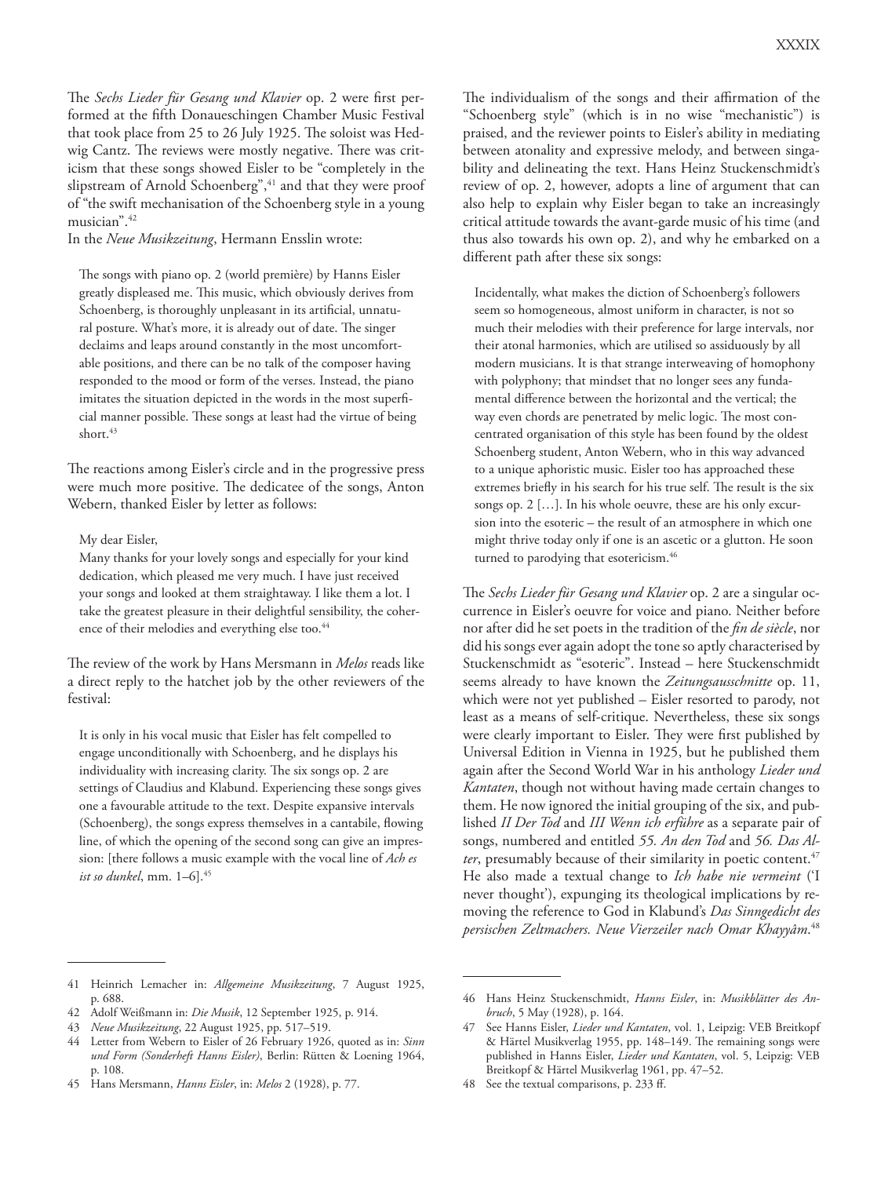The *Sechs Lieder für Gesang und Klavier* op. 2 were first performed at the fifth Donaueschingen Chamber Music Festival that took place from 25 to 26 July 1925. The soloist was Hedwig Cantz. The reviews were mostly negative. There was criticism that these songs showed Eisler to be "completely in the slipstream of Arnold Schoenberg",[41] and that they were proof of "the swift mechanisation of the Schoenberg style in a young musician".[42]

In the *Neue Musikzeitung*, Hermann Ensslin wrote:

> The songs with piano op. 2 (world première) by Hanns Eisler greatly displeased me. This music, which obviously derives from Schoenberg, is thoroughly unpleasant in its artificial, unnatural posture. What's more, it is already out of date. The singer declaims and leaps around constantly in the most uncomfortable positions, and there can be no talk of the composer having responded to the mood or form of the verses. Instead, the piano imitates the situation depicted in the words in the most superficial manner possible. These songs at least had the virtue of being short.[43]

The reactions among Eisler's circle and in the progressive press were much more positive. The dedicatee of the songs, Anton Webern, thanked Eisler by letter as follows:

> My dear Eisler,
> Many thanks for your lovely songs and especially for your kind dedication, which pleased me very much. I have just received your songs and looked at them straightaway. I like them a lot. I take the greatest pleasure in their delightful sensibility, the coherence of their melodies and everything else too.[44]

The review of the work by Hans Mersmann in *Melos* reads like a direct reply to the hatchet job by the other reviewers of the festival:

> It is only in his vocal music that Eisler has felt compelled to engage unconditionally with Schoenberg, and he displays his individuality with increasing clarity. The six songs op. 2 are settings of Claudius and Klabund. Experiencing these songs gives one a favourable attitude to the text. Despite expansive intervals (Schoenberg), the songs express themselves in a cantabile, flowing line, of which the opening of the second song can give an impression: [there follows a music example with the vocal line of *Ach es ist so dunkel*, mm. 1–6].[45]

The individualism of the songs and their affirmation of the "Schoenberg style" (which is in no wise "mechanistic") is praised, and the reviewer points to Eisler's ability in mediating between atonality and expressive melody, and between singability and delineating the text. Hans Heinz Stuckenschmidt's review of op. 2, however, adopts a line of argument that can also help to explain why Eisler began to take an increasingly critical attitude towards the avant-garde music of his time (and thus also towards his own op. 2), and why he embarked on a different path after these six songs:

> Incidentally, what makes the diction of Schoenberg's followers seem so homogeneous, almost uniform in character, is not so much their melodies with their preference for large intervals, nor their atonal harmonies, which are utilised so assiduously by all modern musicians. It is that strange interweaving of homophony with polyphony; that mindset that no longer sees any fundamental difference between the horizontal and the vertical; the way even chords are penetrated by melic logic. The most concentrated organisation of this style has been found by the oldest Schoenberg student, Anton Webern, who in this way advanced to a unique aphoristic music. Eisler too has approached these extremes briefly in his search for his true self. The result is the six songs op. 2 […]. In his whole oeuvre, these are his only excursion into the esoteric – the result of an atmosphere in which one might thrive today only if one is an ascetic or a glutton. He soon turned to parodying that esotericism.[46]

The *Sechs Lieder für Gesang und Klavier* op. 2 are a singular occurrence in Eisler's oeuvre for voice and piano. Neither before nor after did he set poets in the tradition of the *fin de siècle*, nor did his songs ever again adopt the tone so aptly characterised by Stuckenschmidt as "esoteric". Instead – here Stuckenschmidt seems already to have known the *Zeitungsausschnitte* op. 11, which were not yet published – Eisler resorted to parody, not least as a means of self-critique. Nevertheless, these six songs were clearly important to Eisler. They were first published by Universal Edition in Vienna in 1925, but he published them again after the Second World War in his anthology *Lieder und Kantaten*, though not without having made certain changes to them. He now ignored the initial grouping of the six, and published *II Der Tod* and *III Wenn ich erführe* as a separate pair of songs, numbered and entitled *55. An den Tod* and *56. Das Alter*, presumably because of their similarity in poetic content.[47] He also made a textual change to *Ich habe nie vermeint* ('I never thought'), expunging its theological implications by removing the reference to God in Klabund's *Das Sinngedicht des persischen Zeltmachers. Neue Vierzeiler nach Omar Khayyâm*.[48]

---

41 Heinrich Lemacher in: *Allgemeine Musikzeitung*, 7 August 1925, p. 688.

42 Adolf Weißmann in: *Die Musik*, 12 September 1925, p. 914.

43 *Neue Musikzeitung*, 22 August 1925, pp. 517–519.

44 Letter from Webern to Eisler of 26 February 1926, quoted as in: *Sinn und Form (Sonderheft Hanns Eisler)*, Berlin: Rütten & Loening 1964, p. 108.

45 Hans Mersmann, *Hanns Eisler*, in: *Melos* 2 (1928), p. 77.

46 Hans Heinz Stuckenschmidt, *Hanns Eisler*, in: *Musikblätter des Anbruch*, 5 May (1928), p. 164.

47 See Hanns Eisler, *Lieder und Kantaten*, vol. 1, Leipzig: VEB Breitkopf & Härtel Musikverlag 1955, pp. 148–149. The remaining songs were published in Hanns Eisler, *Lieder und Kantaten*, vol. 5, Leipzig: VEB Breitkopf & Härtel Musikverlag 1961, pp. 47–52.

48 See the textual comparisons, p. 233 ff.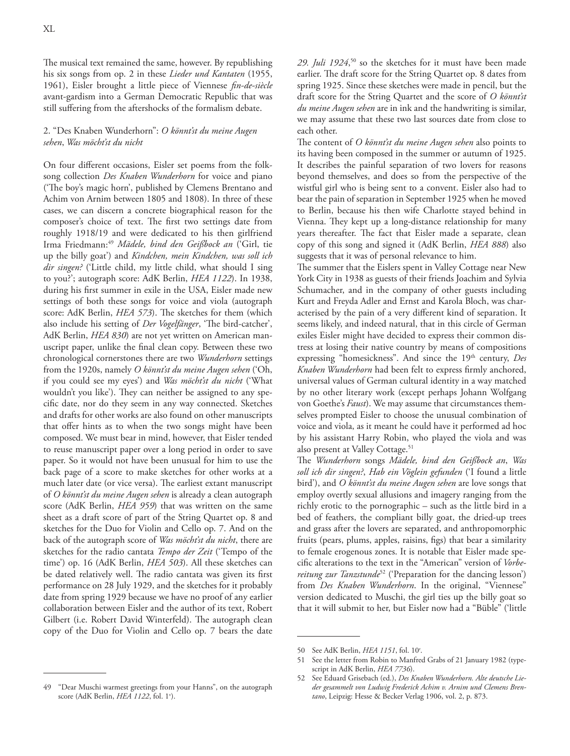The musical text remained the same, however. By republishing his six songs from op. 2 in these *Lieder und Kantaten* (1955, 1961), Eisler brought a little piece of Viennese *fin-de-siècle* avant-gardism into a German Democratic Republic that was still suffering from the aftershocks of the formalism debate.

## 2. "Des Knaben Wunderhorn": *O könnt'st du meine Augen sehen*, *Was möcht'st du nicht*

On four different occasions, Eisler set poems from the folksong collection *Des Knaben Wunderhorn* for voice and piano ('The boy's magic horn', published by Clemens Brentano and Achim von Arnim between 1805 and 1808). In three of these cases, we can discern a concrete biographical reason for the composer's choice of text. The first two settings date from roughly 1918/19 and were dedicated to his then girlfriend Irma Friedmann:[49] *Mädele, bind den Geißbock an* ('Girl, tie up the billy goat') and *Kindchen, mein Kindchen, was soll ich dir singen?* ('Little child, my little child, what should I sing to you?'; autograph score: AdK Berlin, *HEA 1122*). In 1938, during his first summer in exile in the USA, Eisler made new settings of both these songs for voice and viola (autograph score: AdK Berlin, *HEA 573*). The sketches for them (which also include his setting of *Der Vogelfänger*, 'The bird-catcher', AdK Berlin, *HEA 830*) are not yet written on American manuscript paper, unlike the final clean copy. Between these two chronological cornerstones there are two *Wunderhorn* settings from the 1920s, namely *O könnt'st du meine Augen sehen* ('Oh, if you could see my eyes') and *Was möcht'st du nicht* ('What wouldn't you like'). They can neither be assigned to any specific date, nor do they seem in any way connected. Sketches and drafts for other works are also found on other manuscripts that offer hints as to when the two songs might have been composed. We must bear in mind, however, that Eisler tended to reuse manuscript paper over a long period in order to save paper. So it would not have been unusual for him to use the back page of a score to make sketches for other works at a much later date (or vice versa). The earliest extant manuscript of *O könnt'st du meine Augen sehen* is already a clean autograph score (AdK Berlin, *HEA 959*) that was written on the same sheet as a draft score of part of the String Quartet op. 8 and sketches for the Duo for Violin and Cello op. 7. And on the back of the autograph score of *Was möcht'st du nicht*, there are sketches for the radio cantata *Tempo der Zeit* ('Tempo of the time') op. 16 (AdK Berlin, *HEA 503*). All these sketches can be dated relatively well. The radio cantata was given its first performance on 28 July 1929, and the sketches for it probably date from spring 1929 because we have no proof of any earlier collaboration between Eisler and the author of its text, Robert Gilbert (i.e. Robert David Winterfeld). The autograph clean copy of the Duo for Violin and Cello op. 7 bears the date *29. Juli 1924*,[50] so the sketches for it must have been made earlier. The draft score for the String Quartet op. 8 dates from spring 1925. Since these sketches were made in pencil, but the draft score for the String Quartet and the score of *O könnt'st du meine Augen sehen* are in ink and the handwriting is similar, we may assume that these two last sources date from close to each other.

The content of *O könnt'st du meine Augen sehen* also points to its having been composed in the summer or autumn of 1925. It describes the painful separation of two lovers for reasons beyond themselves, and does so from the perspective of the wistful girl who is being sent to a convent. Eisler also had to bear the pain of separation in September 1925 when he moved to Berlin, because his then wife Charlotte stayed behind in Vienna. They kept up a long-distance relationship for many years thereafter. The fact that Eisler made a separate, clean copy of this song and signed it (AdK Berlin, *HEA 888*) also suggests that it was of personal relevance to him.

The summer that the Eislers spent in Valley Cottage near New York City in 1938 as guests of their friends Joachim and Sylvia Schumacher, and in the company of other guests including Kurt and Freyda Adler and Ernst and Karola Bloch, was characterised by the pain of a very different kind of separation. It seems likely, and indeed natural, that in this circle of German exiles Eisler might have decided to express their common distress at losing their native country by means of compositions expressing "homesickness". And since the 19th century, *Des Knaben Wunderhorn* had been felt to express firmly anchored, universal values of German cultural identity in a way matched by no other literary work (except perhaps Johann Wolfgang von Goethe's *Faust*). We may assume that circumstances themselves prompted Eisler to choose the unusual combination of voice and viola, as it meant he could have it performed ad hoc by his assistant Harry Robin, who played the viola and was also present at Valley Cottage.[51]

The *Wunderhorn* songs *Mädele, bind den Geißbock an*, *Was soll ich dir singen?*, *Hab ein Vöglein gefunden* ('I found a little bird'), and *O könnt'st du meine Augen sehen* are love songs that employ overtly sexual allusions and imagery ranging from the richly erotic to the pornographic – such as the little bird in a bed of feathers, the compliant billy goat, the dried-up trees and grass after the lovers are separated, and anthropomorphic fruits (pears, plums, apples, raisins, figs) that bear a similarity to female erogenous zones. It is notable that Eisler made specific alterations to the text in the "American" version of *Vorbereitung zur Tanzstunde*[52] ('Preparation for the dancing lesson') from *Des Knaben Wunderhorn*. In the original, "Viennese" version dedicated to Muschi, the girl ties up the billy goat so that it will submit to her, but Eisler now had a "Büble" ('little

---

49 "Dear Muschi warmest greetings from your Hanns", on the autograph score (AdK Berlin, *HEA 1122*, fol. 1v).

50 See AdK Berlin, *HEA 1151*, fol. 10r.

51 See the letter from Robin to Manfred Grabs of 21 January 1982 (typescript in AdK Berlin, *HEA 7736*).

52 See Eduard Grisebach (ed.), *Des Knaben Wunderhorn. Alte deutsche Lieder gesammelt von Ludwig Frederick Achim v. Arnim und Clemens Brentano*, Leipzig: Hesse & Becker Verlag 1906, vol. 2, p. 873.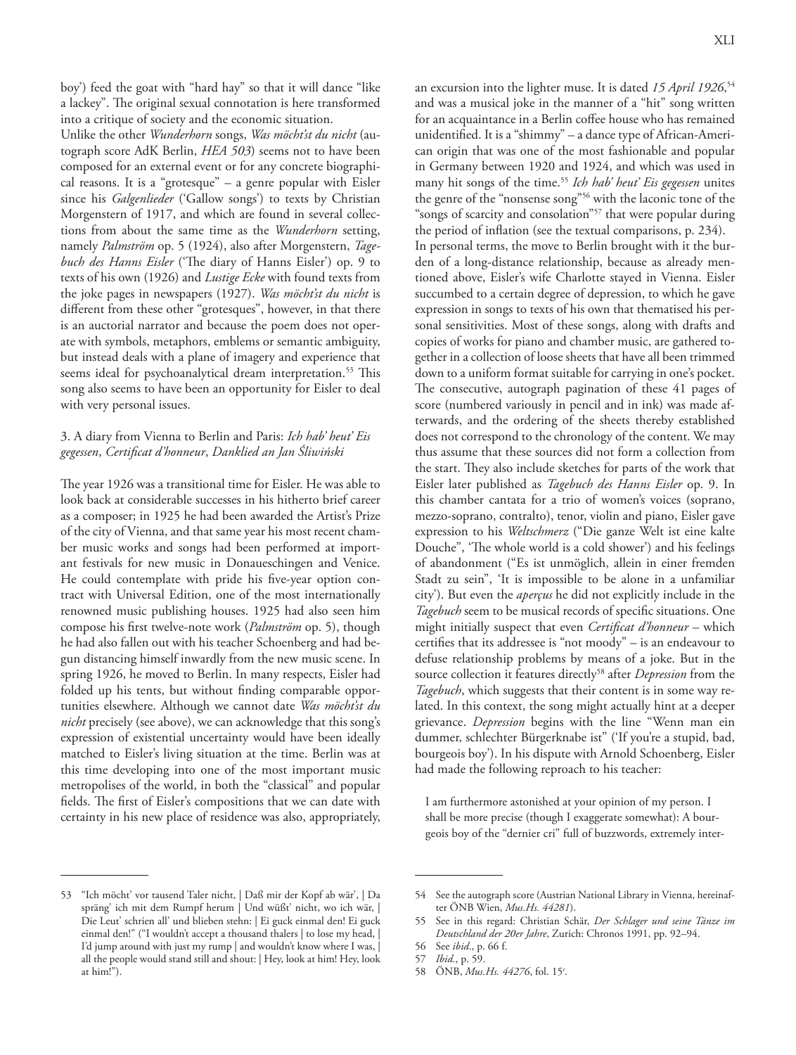boy') feed the goat with "hard hay" so that it will dance "like a lackey". The original sexual connotation is here transformed into a critique of society and the economic situation.

Unlike the other *Wunderhorn* songs, *Was möcht'st du nicht* (autograph score AdK Berlin, *HEA 503*) seems not to have been composed for an external event or for any concrete biographical reasons. It is a "grotesque" – a genre popular with Eisler since his *Galgenlieder* ('Gallow songs') to texts by Christian Morgenstern of 1917, and which are found in several collections from about the same time as the *Wunderhorn* setting, namely *Palmström* op. 5 (1924), also after Morgenstern, *Tagebuch des Hanns Eisler* ('The diary of Hanns Eisler') op. 9 to texts of his own (1926) and *Lustige Ecke* with found texts from the joke pages in newspapers (1927). *Was möcht'st du nicht* is different from these other "grotesques", however, in that there is an auctorial narrator and because the poem does not operate with symbols, metaphors, emblems or semantic ambiguity, but instead deals with a plane of imagery and experience that seems ideal for psychoanalytical dream interpretation.[53] This song also seems to have been an opportunity for Eisler to deal with very personal issues.

### 3. A diary from Vienna to Berlin and Paris: *Ich hab' heut' Eis gegessen*, *Certificat d'honneur*, *Danklied an Jan Śliwiński*

The year 1926 was a transitional time for Eisler. He was able to look back at considerable successes in his hitherto brief career as a composer; in 1925 he had been awarded the Artist's Prize of the city of Vienna, and that same year his most recent chamber music works and songs had been performed at important festivals for new music in Donaueschingen and Venice. He could contemplate with pride his five-year option contract with Universal Edition, one of the most internationally renowned music publishing houses. 1925 had also seen him compose his first twelve-note work (*Palmström* op. 5), though he had also fallen out with his teacher Schoenberg and had begun distancing himself inwardly from the new music scene. In spring 1926, he moved to Berlin. In many respects, Eisler had folded up his tents, but without finding comparable opportunities elsewhere. Although we cannot date *Was möcht'st du nicht* precisely (see above), we can acknowledge that this song's expression of existential uncertainty would have been ideally matched to Eisler's living situation at the time. Berlin was at this time developing into one of the most important music metropolises of the world, in both the "classical" and popular fields. The first of Eisler's compositions that we can date with certainty in his new place of residence was also, appropriately, an excursion into the lighter muse. It is dated *15 April 1926*,[54] and was a musical joke in the manner of a "hit" song written for an acquaintance in a Berlin coffee house who has remained unidentified. It is a "shimmy" – a dance type of African-American origin that was one of the most fashionable and popular in Germany between 1920 and 1924, and which was used in many hit songs of the time.[55] *Ich hab' heut' Eis gegessen* unites the genre of the "nonsense song"[56] with the laconic tone of the "songs of scarcity and consolation"[57] that were popular during the period of inflation (see the textual comparisons, p. 234).

In personal terms, the move to Berlin brought with it the burden of a long-distance relationship, because as already mentioned above, Eisler's wife Charlotte stayed in Vienna. Eisler succumbed to a certain degree of depression, to which he gave expression in songs to texts of his own that thematised his personal sensitivities. Most of these songs, along with drafts and copies of works for piano and chamber music, are gathered together in a collection of loose sheets that have all been trimmed down to a uniform format suitable for carrying in one's pocket. The consecutive, autograph pagination of these 41 pages of score (numbered variously in pencil and in ink) was made afterwards, and the ordering of the sheets thereby established does not correspond to the chronology of the content. We may thus assume that these sources did not form a collection from the start. They also include sketches for parts of the work that Eisler later published as *Tagebuch des Hanns Eisler* op. 9. In this chamber cantata for a trio of women's voices (soprano, mezzo-soprano, contralto), tenor, violin and piano, Eisler gave expression to his *Weltschmerz* ("Die ganze Welt ist eine kalte Douche", 'The whole world is a cold shower') and his feelings of abandonment ("Es ist unmöglich, allein in einer fremden Stadt zu sein", 'It is impossible to be alone in a unfamiliar city'). But even the *aperçus* he did not explicitly include in the *Tagebuch* seem to be musical records of specific situations. One might initially suspect that even *Certificat d'honneur* – which certifies that its addressee is "not moody" – is an endeavour to defuse relationship problems by means of a joke. But in the source collection it features directly[58] after *Depression* from the *Tagebuch*, which suggests that their content is in some way related. In this context, the song might actually hint at a deeper grievance. *Depression* begins with the line "Wenn man ein dummer, schlechter Bürgerknabe ist" ('If you're a stupid, bad, bourgeois boy'). In his dispute with Arnold Schoenberg, Eisler had made the following reproach to his teacher:

> I am furthermore astonished at your opinion of my person. I shall be more precise (though I exaggerate somewhat): A bourgeois boy of the "dernier cri" full of buzzwords, extremely inter-

---

53 "Ich möcht' vor tausend Taler nicht, | Daß mir der Kopf ab wär', | Da spräng' ich mit dem Rumpf herum | Und wüßt' nicht, wo ich wär, | Die Leut' schrien all' und blieben stehn: | Ei guck einmal den! Ei guck einmal den!" ("I wouldn't accept a thousand thalers | to lose my head, | I'd jump around with just my rump | and wouldn't know where I was, | all the people would stand still and shout: | Hey, look at him! Hey, look at him!").

54 See the autograph score (Austrian National Library in Vienna, hereinafter ÖNB Wien, *Mus.Hs. 44281*).

55 See in this regard: Christian Schär, *Der Schlager und seine Tänze im Deutschland der 20er Jahre*, Zurich: Chronos 1991, pp. 92–94.

56 See *ibid*., p. 66 f.

57 *Ibid*., p. 59.

58 ÖNB, *Mus.Hs. 44276*, fol. 15r.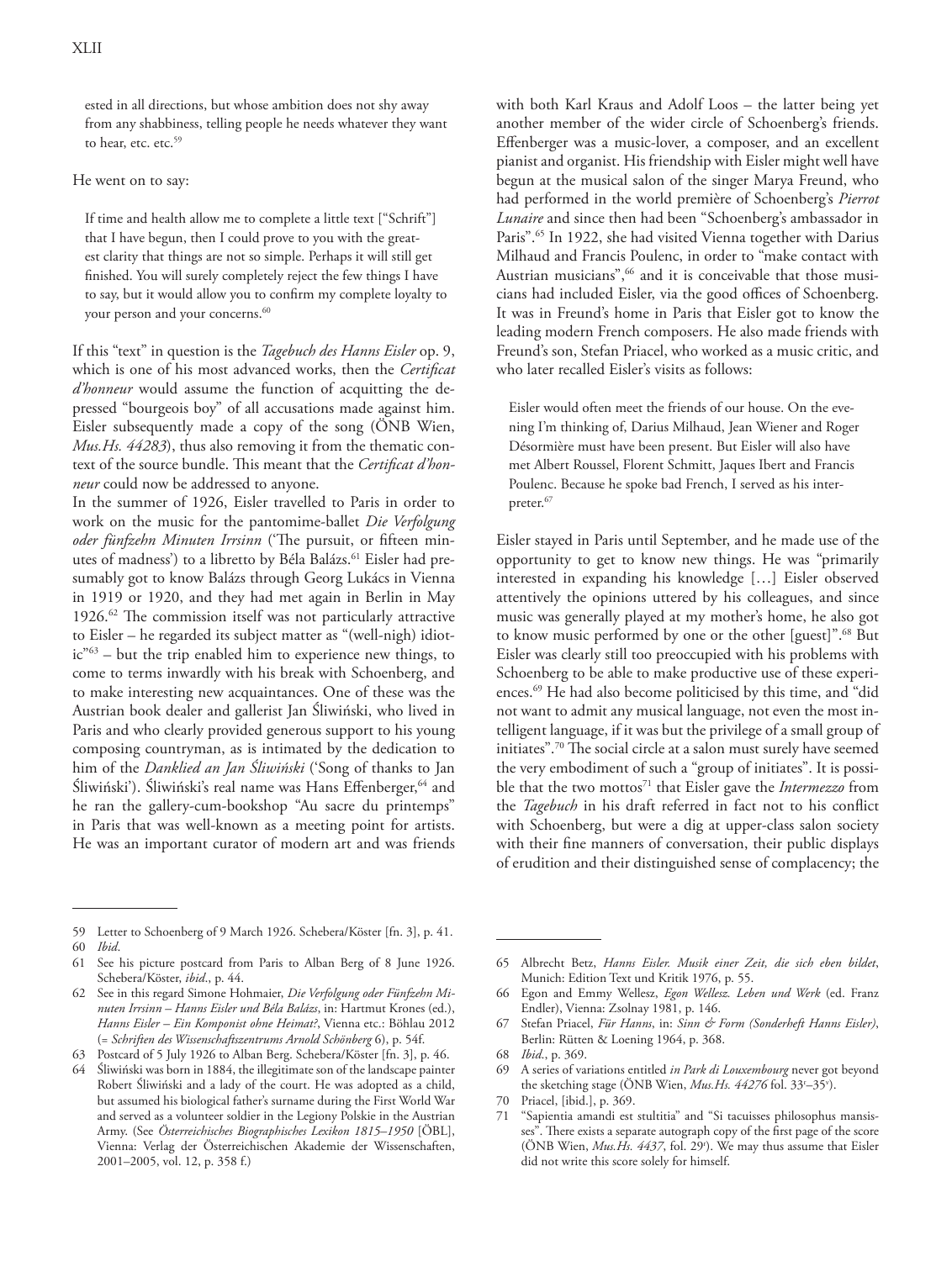ested in all directions, but whose ambition does not shy away from any shabbiness, telling people he needs whatever they want to hear, etc. etc.[59]

He went on to say:

> If time and health allow me to complete a little text ["Schrift"] that I have begun, then I could prove to you with the greatest clarity that things are not so simple. Perhaps it will still get finished. You will surely completely reject the few things I have to say, but it would allow you to confirm my complete loyalty to your person and your concerns.[60]

If this "text" in question is the *Tagebuch des Hanns Eisler* op. 9, which is one of his most advanced works, then the *Certificat d'honneur* would assume the function of acquitting the depressed "bourgeois boy" of all accusations made against him. Eisler subsequently made a copy of the song (ÖNB Wien, *Mus.Hs. 44283*), thus also removing it from the thematic context of the source bundle. This meant that the *Certificat d'honneur* could now be addressed to anyone.

In the summer of 1926, Eisler travelled to Paris in order to work on the music for the pantomime-ballet *Die Verfolgung oder fünfzehn Minuten Irrsinn* ('The pursuit, or fifteen minutes of madness') to a libretto by Béla Balázs.[61] Eisler had presumably got to know Balázs through Georg Lukács in Vienna in 1919 or 1920, and they had met again in Berlin in May 1926.[62] The commission itself was not particularly attractive to Eisler – he regarded its subject matter as "(well-nigh) idiotic"[63] – but the trip enabled him to experience new things, to come to terms inwardly with his break with Schoenberg, and to make interesting new acquaintances. One of these was the Austrian book dealer and gallerist Jan Śliwiński, who lived in Paris and who clearly provided generous support to his young composing countryman, as is intimated by the dedication to him of the *Danklied an Jan Śliwiński* ('Song of thanks to Jan Śliwiński'). Śliwiński's real name was Hans Effenberger,[64] and he ran the gallery-cum-bookshop "Au sacre du printemps" in Paris that was well-known as a meeting point for artists. He was an important curator of modern art and was friends with both Karl Kraus and Adolf Loos – the latter being yet another member of the wider circle of Schoenberg's friends. Effenberger was a music-lover, a composer, and an excellent pianist and organist. His friendship with Eisler might well have begun at the musical salon of the singer Marya Freund, who had performed in the world première of Schoenberg's *Pierrot Lunaire* and since then had been "Schoenberg's ambassador in Paris".[65] In 1922, she had visited Vienna together with Darius Milhaud and Francis Poulenc, in order to "make contact with Austrian musicians",[66] and it is conceivable that those musicians had included Eisler, via the good offices of Schoenberg. It was in Freund's home in Paris that Eisler got to know the leading modern French composers. He also made friends with Freund's son, Stefan Priacel, who worked as a music critic, and who later recalled Eisler's visits as follows:

> Eisler would often meet the friends of our house. On the evening I'm thinking of, Darius Milhaud, Jean Wiener and Roger Désormière must have been present. But Eisler will also have met Albert Roussel, Florent Schmitt, Jaques Ibert and Francis Poulenc. Because he spoke bad French, I served as his interpreter.[67]

Eisler stayed in Paris until September, and he made use of the opportunity to get to know new things. He was "primarily interested in expanding his knowledge […] Eisler observed attentively the opinions uttered by his colleagues, and since music was generally played at my mother's home, he also got to know music performed by one or the other [guest]".[68] But Eisler was clearly still too preoccupied with his problems with Schoenberg to be able to make productive use of these experiences.[69] He had also become politicised by this time, and "did not want to admit any musical language, not even the most intelligent language, if it was but the privilege of a small group of initiates".[70] The social circle at a salon must surely have seemed the very embodiment of such a "group of initiates". It is possible that the two mottos[71] that Eisler gave the *Intermezzo* from the *Tagebuch* in his draft referred in fact not to his conflict with Schoenberg, but were a dig at upper-class salon society with their fine manners of conversation, their public displays of erudition and their distinguished sense of complacency; the

---

59 Letter to Schoenberg of 9 March 1926. Schebera/Köster [fn. 3], p. 41.

60 *Ibid*.

61 See his picture postcard from Paris to Alban Berg of 8 June 1926. Schebera/Köster, *ibid*., p. 44.

62 See in this regard Simone Hohmaier, *Die Verfolgung oder Fünfzehn Minuten Irrsinn – Hanns Eisler und Béla Balázs*, in: Hartmut Krones (ed.), *Hanns Eisler – Ein Komponist ohne Heimat?*, Vienna etc.: Böhlau 2012 (= *Schriften des Wissenschaftszentrums Arnold Schönberg* 6), p. 54f.

63 Postcard of 5 July 1926 to Alban Berg. Schebera/Köster [fn. 3], p. 46.

64 Śliwiński was born in 1884, the illegitimate son of the landscape painter Robert Śliwiński and a lady of the court. He was adopted as a child, but assumed his biological father's surname during the First World War and served as a volunteer soldier in the Legiony Polskie in the Austrian Army. (See *Österreichisches Biographisches Lexikon 1815–1950* [ÖBL], Vienna: Verlag der Österreichischen Akademie der Wissenschaften, 2001–2005, vol. 12, p. 358 f.)

65 Albrecht Betz, *Hanns Eisler. Musik einer Zeit, die sich eben bildet*, Munich: Edition Text und Kritik 1976, p. 55.

66 Egon and Emmy Wellesz, *Egon Wellesz. Leben und Werk* (ed. Franz Endler), Vienna: Zsolnay 1981, p. 146.

67 Stefan Priacel, *Für Hanns*, in: *Sinn & Form (Sonderheft Hanns Eisler)*, Berlin: Rütten & Loening 1964, p. 368.

68 *Ibid*., p. 369.

69 A series of variations entitled *in Park di Louxembourg* never got beyond the sketching stage (ÖNB Wien, *Mus.Hs. 44276* fol. 33r–35v).

70 Priacel, [ibid.], p. 369.

71 "Sapientia amandi est stultitia" and "Si tacuisses philosophus mansisses". There exists a separate autograph copy of the first page of the score (ÖNB Wien, *Mus.Hs. 4437*, fol. 29r). We may thus assume that Eisler did not write this score solely for himself.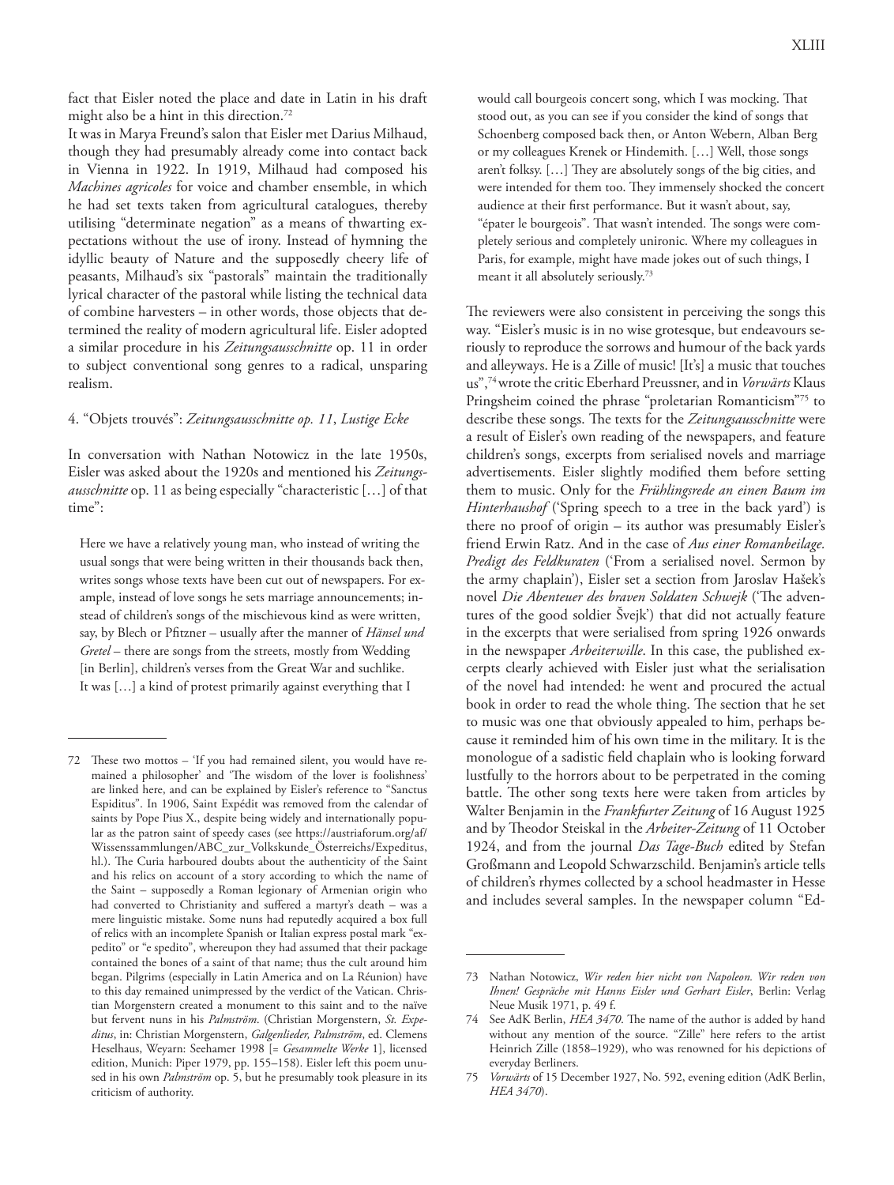fact that Eisler noted the place and date in Latin in his draft might also be a hint in this direction.[72]

It was in Marya Freund's salon that Eisler met Darius Milhaud, though they had presumably already come into contact back in Vienna in 1922. In 1919, Milhaud had composed his *Machines agricoles* for voice and chamber ensemble, in which he had set texts taken from agricultural catalogues, thereby utilising "determinate negation" as a means of thwarting expectations without the use of irony. Instead of hymning the idyllic beauty of Nature and the supposedly cheery life of peasants, Milhaud's six "pastorals" maintain the traditionally lyrical character of the pastoral while listing the technical data of combine harvesters – in other words, those objects that determined the reality of modern agricultural life. Eisler adopted a similar procedure in his *Zeitungsausschnitte* op. 11 in order to subject conventional song genres to a radical, unsparing realism.

#### 4. "Objets trouvés": *Zeitungsausschnitte op. 11*, *Lustige Ecke*

In conversation with Nathan Notowicz in the late 1950s, Eisler was asked about the 1920s and mentioned his *Zeitungsausschnitte* op. 11 as being especially "characteristic […] of that time":

> Here we have a relatively young man, who instead of writing the usual songs that were being written in their thousands back then, writes songs whose texts have been cut out of newspapers. For example, instead of love songs he sets marriage announcements; instead of children's songs of the mischievous kind as were written, say, by Blech or Pfitzner – usually after the manner of *Hänsel und Gretel* – there are songs from the streets, mostly from Wedding [in Berlin], children's verses from the Great War and suchlike. It was […] a kind of protest primarily against everything that I would call bourgeois concert song, which I was mocking. That stood out, as you can see if you consider the kind of songs that Schoenberg composed back then, or Anton Webern, Alban Berg or my colleagues Krenek or Hindemith. […] Well, those songs aren't folksy. […] They are absolutely songs of the big cities, and were intended for them too. They immensely shocked the concert audience at their first performance. But it wasn't about, say, "épater le bourgeois". That wasn't intended. The songs were completely serious and completely unironic. Where my colleagues in Paris, for example, might have made jokes out of such things, I meant it all absolutely seriously.[73]

The reviewers were also consistent in perceiving the songs this way. "Eisler's music is in no wise grotesque, but endeavours seriously to reproduce the sorrows and humour of the back yards and alleyways. He is a Zille of music! [It's] a music that touches us",[74] wrote the critic Eberhard Preussner, and in *Vorwärts* Klaus Pringsheim coined the phrase "proletarian Romanticism"[75] to describe these songs. The texts for the *Zeitungsausschnitte* were a result of Eisler's own reading of the newspapers, and feature children's songs, excerpts from serialised novels and marriage advertisements. Eisler slightly modified them before setting them to music. Only for the *Frühlingsrede an einen Baum im Hinterhaushof* ('Spring speech to a tree in the back yard') is there no proof of origin – its author was presumably Eisler's friend Erwin Ratz. And in the case of *Aus einer Romanbeilage. Predigt des Feldkuraten* ('From a serialised novel. Sermon by the army chaplain'), Eisler set a section from Jaroslav Hašek's novel *Die Abenteuer des braven Soldaten Schwejk* ('The adventures of the good soldier Švejk') that did not actually feature in the excerpts that were serialised from spring 1926 onwards in the newspaper *Arbeiterwille*. In this case, the published excerpts clearly achieved with Eisler just what the serialisation of the novel had intended: he went and procured the actual book in order to read the whole thing. The section that he set to music was one that obviously appealed to him, perhaps because it reminded him of his own time in the military. It is the monologue of a sadistic field chaplain who is looking forward lustfully to the horrors about to be perpetrated in the coming battle. The other song texts here were taken from articles by Walter Benjamin in the *Frankfurter Zeitung* of 16 August 1925 and by Theodor Steiskal in the *Arbeiter-Zeitung* of 11 October 1924, and from the journal *Das Tage-Buch* edited by Stefan Großmann and Leopold Schwarzschild. Benjamin's article tells of children's rhymes collected by a school headmaster in Hesse and includes several samples. In the newspaper column "Ed-

---

72 These two mottos – 'If you had remained silent, you would have remained a philosopher' and 'The wisdom of the lover is foolishness' are linked here, and can be explained by Eisler's reference to "Sanctus Espiditus". In 1906, Saint Expédit was removed from the calendar of saints by Pope Pius X., despite being widely and internationally popular as the patron saint of speedy cases (see https://austriaforum.org/af/Wissenssammlungen/ABC_zur_Volkskunde_Österreichs/Expeditus, hl.). The Curia harboured doubts about the authenticity of the Saint and his relics on account of a story according to which the name of the Saint – supposedly a Roman legionary of Armenian origin who had converted to Christianity and suffered a martyr's death – was a mere linguistic mistake. Some nuns had reputedly acquired a box full of relics with an incomplete Spanish or Italian express postal mark "expedito" or "e spedito", whereupon they had assumed that their package contained the bones of a saint of that name; thus the cult around him began. Pilgrims (especially in Latin America and on La Réunion) have to this day remained unimpressed by the verdict of the Vatican. Christian Morgenstern created a monument to this saint and to the naïve but fervent nuns in his *Palmström*. (Christian Morgenstern, *St. Expeditus*, in: Christian Morgenstern, *Galgenlieder, Palmström*, ed. Clemens Heselhaus, Weyarn: Seehamer 1998 [= *Gesammelte Werke* 1], licensed edition, Munich: Piper 1979, pp. 155–158). Eisler left this poem unused in his own *Palmström* op. 5, but he presumably took pleasure in its criticism of authority.

73 Nathan Notowicz, *Wir reden hier nicht von Napoleon. Wir reden von Ihnen! Gespräche mit Hanns Eisler und Gerhart Eisler*, Berlin: Verlag Neue Musik 1971, p. 49 f.

74 See AdK Berlin, *HEA 3470*. The name of the author is added by hand without any mention of the source. "Zille" here refers to the artist Heinrich Zille (1858–1929), who was renowned for his depictions of everyday Berliners.

75 *Vorwärts* of 15 December 1927, No. 592, evening edition (AdK Berlin, *HEA 3470*).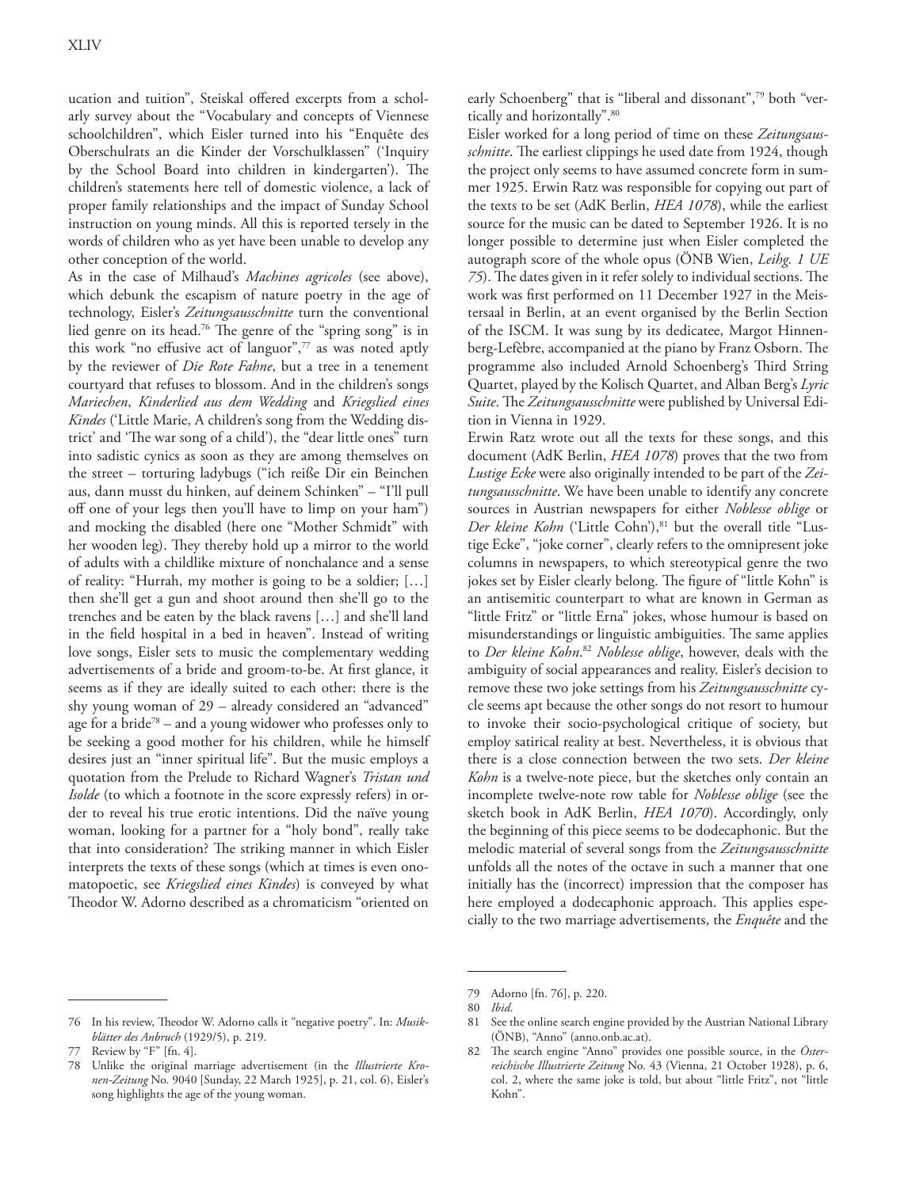ucation and tuition", Steiskal offered excerpts from a scholarly survey about the "Vocabulary and concepts of Viennese schoolchildren", which Eisler turned into his "Enquête des Oberschulrats an die Kinder der Vorschulklassen" ('Inquiry by the School Board into children in kindergarten'). The children's statements here tell of domestic violence, a lack of proper family relationships and the impact of Sunday School instruction on young minds. All this is reported tersely in the words of children who as yet have been unable to develop any other conception of the world.

As in the case of Milhaud's *Machines agricoles* (see above), which debunk the escapism of nature poetry in the age of technology, Eisler's *Zeitungsausschnitte* turn the conventional lied genre on its head.[76] The genre of the "spring song" is in this work "no effusive act of languor",[77] as was noted aptly by the reviewer of *Die Rote Fahne*, but a tree in a tenement courtyard that refuses to blossom. And in the children's songs *Mariechen*, *Kinderlied aus dem Wedding* and *Kriegslied eines Kindes* ('Little Marie, A children's song from the Wedding district' and 'The war song of a child'), the "dear little ones" turn into sadistic cynics as soon as they are among themselves on the street – torturing ladybugs ("ich reiße Dir ein Beinchen aus, dann musst du hinken, auf deinem Schinken" – "I'll pull off one of your legs then you'll have to limp on your ham") and mocking the disabled (here one "Mother Schmidt" with her wooden leg). They thereby hold up a mirror to the world of adults with a childlike mixture of nonchalance and a sense of reality: "Hurrah, my mother is going to be a soldier; […] then she'll get a gun and shoot around then she'll go to the trenches and be eaten by the black ravens […] and she'll land in the field hospital in a bed in heaven". Instead of writing love songs, Eisler sets to music the complementary wedding advertisements of a bride and groom-to-be. At first glance, it seems as if they are ideally suited to each other: there is the shy young woman of 29 – already considered an "advanced" age for a bride[78] – and a young widower who professes only to be seeking a good mother for his children, while he himself desires just an "inner spiritual life". But the music employs a quotation from the Prelude to Richard Wagner's *Tristan und Isolde* (to which a footnote in the score expressly refers) in order to reveal his true erotic intentions. Did the naïve young woman, looking for a partner for a "holy bond", really take that into consideration? The striking manner in which Eisler interprets the texts of these songs (which at times is even onomatopoetic, see *Kriegslied eines Kindes*) is conveyed by what Theodor W. Adorno described as a chromaticism "oriented on early Schoenberg" that is "liberal and dissonant",[79] both "vertically and horizontally".[80]

Eisler worked for a long period of time on these *Zeitungsausschnitte*. The earliest clippings he used date from 1924, though the project only seems to have assumed concrete form in summer 1925. Erwin Ratz was responsible for copying out part of the texts to be set (AdK Berlin, *HEA 1078*), while the earliest source for the music can be dated to September 1926. It is no longer possible to determine just when Eisler completed the autograph score of the whole opus (ÖNB Wien, *Leihg. 1 UE 75*). The dates given in it refer solely to individual sections. The work was first performed on 11 December 1927 in the Meistersaal in Berlin, at an event organised by the Berlin Section of the ISCM. It was sung by its dedicatee, Margot Hinnenberg-Lefèbre, accompanied at the piano by Franz Osborn. The programme also included Arnold Schoenberg's Third String Quartet, played by the Kolisch Quartet, and Alban Berg's *Lyric Suite*. The *Zeitungsausschnitte* were published by Universal Edition in Vienna in 1929.

Erwin Ratz wrote out all the texts for these songs, and this document (AdK Berlin, *HEA 1078*) proves that the two from *Lustige Ecke* were also originally intended to be part of the *Zeitungsausschnitte*. We have been unable to identify any concrete sources in Austrian newspapers for either *Noblesse oblige* or *Der kleine Kohn* ('Little Cohn'),[81] but the overall title "Lustige Ecke", "joke corner", clearly refers to the omnipresent joke columns in newspapers, to which stereotypical genre the two jokes set by Eisler clearly belong. The figure of "little Kohn" is an antisemitic counterpart to what are known in German as "little Fritz" or "little Erna" jokes, whose humour is based on misunderstandings or linguistic ambiguities. The same applies to *Der kleine Kohn*.[82] *Noblesse oblige*, however, deals with the ambiguity of social appearances and reality. Eisler's decision to remove these two joke settings from his *Zeitungsausschnitte* cycle seems apt because the other songs do not resort to humour to invoke their socio-psychological critique of society, but employ satirical reality at best. Nevertheless, it is obvious that there is a close connection between the two sets. *Der kleine Kohn* is a twelve-note piece, but the sketches only contain an incomplete twelve-note row table for *Noblesse oblige* (see the sketch book in AdK Berlin, *HEA 1070*). Accordingly, only the beginning of this piece seems to be dodecaphonic. But the melodic material of several songs from the *Zeitungsausschnitte* unfolds all the notes of the octave in such a manner that one initially has the (incorrect) impression that the composer has here employed a dodecaphonic approach. This applies especially to the two marriage advertisements, the *Enquête* and the

---

76 In his review, Theodor W. Adorno calls it "negative poetry". In: *Musikblätter des Anbruch* (1929/5), p. 219.

77 Review by "F" [fn. 4].

78 Unlike the original marriage advertisement (in the *Illustrierte Kronen-Zeitung* No. 9040 [Sunday, 22 March 1925], p. 21, col. 6), Eisler's song highlights the age of the young woman.

79 Adorno [fn. 76], p. 220.

80 *Ibid.*

81 See the online search engine provided by the Austrian National Library (ÖNB), "Anno" (anno.onb.ac.at).

82 The search engine "Anno" provides one possible source, in the *Österreichische Illustrierte Zeitung* No. 43 (Vienna, 21 October 1928), p. 6, col. 2, where the same joke is told, but about "little Fritz", not "little Kohn".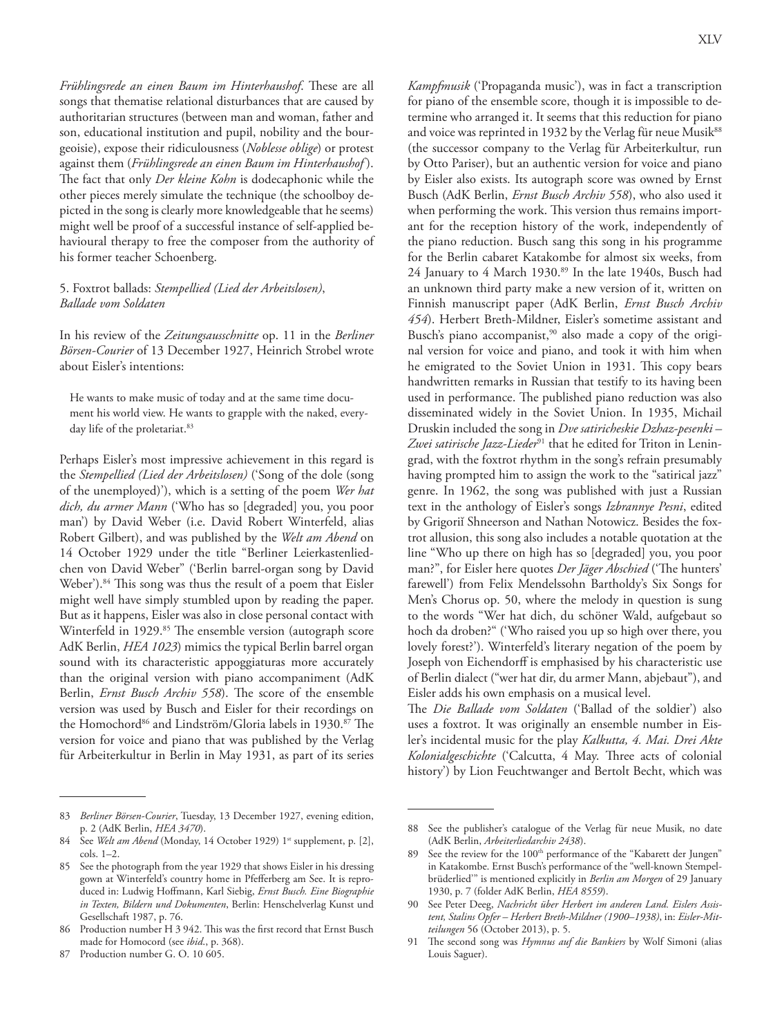*Frühlingsrede an einen Baum im Hinterhaushof*. These are all songs that thematise relational disturbances that are caused by authoritarian structures (between man and woman, father and son, educational institution and pupil, nobility and the bourgeoisie), expose their ridiculousness (*Noblesse oblige*) or protest against them (*Frühlingsrede an einen Baum im Hinterhaushof*). The fact that only *Der kleine Kohn* is dodecaphonic while the other pieces merely simulate the technique (the schoolboy depicted in the song is clearly more knowledgeable that he seems) might well be proof of a successful instance of self-applied behavioural therapy to free the composer from the authority of his former teacher Schoenberg.

### 5. Foxtrot ballads: *Stempellied (Lied der Arbeitslosen)*, *Ballade vom Soldaten*

In his review of the *Zeitungsausschnitte* op. 11 in the *Berliner Börsen-Courier* of 13 December 1927, Heinrich Strobel wrote about Eisler's intentions:

> He wants to make music of today and at the same time document his world view. He wants to grapple with the naked, everyday life of the proletariat.[83]

Perhaps Eisler's most impressive achievement in this regard is the *Stempellied (Lied der Arbeitslosen)* ('Song of the dole (song of the unemployed)'), which is a setting of the poem *Wer hat dich, du armer Mann* ('Who has so [degraded] you, you poor man') by David Weber (i.e. David Robert Winterfeld, alias Robert Gilbert), and was published by the *Welt am Abend* on 14 October 1929 under the title "Berliner Leierkastenliedchen von David Weber" ('Berlin barrel-organ song by David Weber').[84] This song was thus the result of a poem that Eisler might well have simply stumbled upon by reading the paper. But as it happens, Eisler was also in close personal contact with Winterfeld in 1929.[85] The ensemble version (autograph score AdK Berlin, *HEA 1023*) mimics the typical Berlin barrel organ sound with its characteristic appoggiaturas more accurately than the original version with piano accompaniment (AdK Berlin, *Ernst Busch Archiv 558*). The score of the ensemble version was used by Busch and Eisler for their recordings on the Homochord[86] and Lindström/Gloria labels in 1930.[87] The version for voice and piano that was published by the Verlag für Arbeiterkultur in Berlin in May 1931, as part of its series *Kampfmusik* ('Propaganda music'), was in fact a transcription for piano of the ensemble score, though it is impossible to determine who arranged it. It seems that this reduction for piano and voice was reprinted in 1932 by the Verlag für neue Musik[88] (the successor company to the Verlag für Arbeiterkultur, run by Otto Pariser), but an authentic version for voice and piano by Eisler also exists. Its autograph score was owned by Ernst Busch (AdK Berlin, *Ernst Busch Archiv 558*), who also used it when performing the work. This version thus remains important for the reception history of the work, independently of the piano reduction. Busch sang this song in his programme for the Berlin cabaret Katakombe for almost six weeks, from 24 January to 4 March 1930.[89] In the late 1940s, Busch had an unknown third party make a new version of it, written on Finnish manuscript paper (AdK Berlin, *Ernst Busch Archiv 454*). Herbert Breth-Mildner, Eisler's sometime assistant and Busch's piano accompanist,[90] also made a copy of the original version for voice and piano, and took it with him when he emigrated to the Soviet Union in 1931. This copy bears handwritten remarks in Russian that testify to its having been used in performance. The published piano reduction was also disseminated widely in the Soviet Union. In 1935, Michail Druskin included the song in *Dve satiricheskie Dzhaz-pesenki – Zwei satirische Jazz-Lieder*[91] that he edited for Triton in Leningrad, with the foxtrot rhythm in the song's refrain presumably having prompted him to assign the work to the "satirical jazz" genre. In 1962, the song was published with just a Russian text in the anthology of Eisler's songs *Izbrannye Pesni*, edited by Grigoriĭ Shneerson and Nathan Notowicz. Besides the foxtrot allusion, this song also includes a notable quotation at the line "Who up there on high has so [degraded] you, you poor man?", for Eisler here quotes *Der Jäger Abschied* ('The hunters' farewell') from Felix Mendelssohn Bartholdy's Six Songs for Men's Chorus op. 50, where the melody in question is sung to the words "Wer hat dich, du schöner Wald, aufgebaut so hoch da droben?" ('Who raised you up so high over there, you lovely forest?'). Winterfeld's literary negation of the poem by Joseph von Eichendorff is emphasised by his characteristic use of Berlin dialect ("wer hat dir, du armer Mann, abjebaut"), and Eisler adds his own emphasis on a musical level.

The *Die Ballade vom Soldaten* ('Ballad of the soldier') also uses a foxtrot. It was originally an ensemble number in Eisler's incidental music for the play *Kalkutta, 4. Mai. Drei Akte Kolonialgeschichte* ('Calcutta, 4 May. Three acts of colonial history') by Lion Feuchtwanger and Bertolt Becht, which was

---

83 *Berliner Börsen-Courier*, Tuesday, 13 December 1927, evening edition, p. 2 (AdK Berlin, *HEA 3470*).

84 See *Welt am Abend* (Monday, 14 October 1929) 1st supplement, p. [2], cols. 1–2.

85 See the photograph from the year 1929 that shows Eisler in his dressing gown at Winterfeld's country home in Pfefferberg am See. It is reproduced in: Ludwig Hoffmann, Karl Siebig, *Ernst Busch. Eine Biographie in Texten, Bildern und Dokumenten*, Berlin: Henschelverlag Kunst und Gesellschaft 1987, p. 76.

86 Production number H 3 942. This was the first record that Ernst Busch made for Homocord (see *ibid*., p. 368).

87 Production number G. O. 10 605.

88 See the publisher's catalogue of the Verlag für neue Musik, no date (AdK Berlin, *Arbeiterliedarchiv 2438*).

89 See the review for the 100th performance of the "Kabarett der Jungen" in Katakombe. Ernst Busch's performance of the "well-known Stempelbrüderlied'" is mentioned explicitly in *Berlin am Morgen* of 29 January 1930, p. 7 (folder AdK Berlin, *HEA 8559*).

90 See Peter Deeg, *Nachricht über Herbert im anderen Land. Eislers Assistent, Stalins Opfer – Herbert Breth-Mildner (1900–1938)*, in: *Eisler-Mitteilungen* 56 (October 2013), p. 5.

91 The second song was *Hymnus auf die Bankiers* by Wolf Simoni (alias Louis Saguer).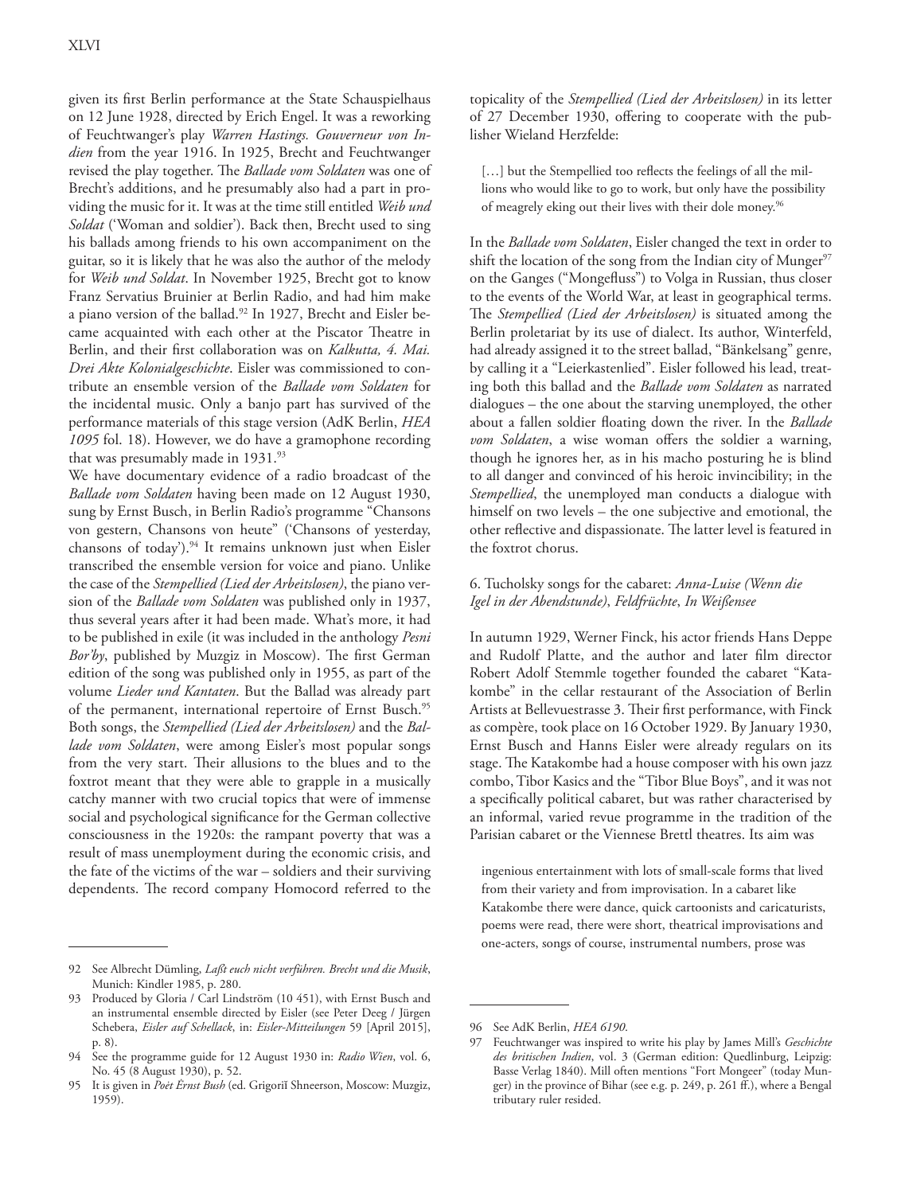given its first Berlin performance at the State Schauspielhaus on 12 June 1928, directed by Erich Engel. It was a reworking of Feuchtwanger's play *Warren Hastings. Gouverneur von Indien* from the year 1916. In 1925, Brecht and Feuchtwanger revised the play together. The *Ballade vom Soldaten* was one of Brecht's additions, and he presumably also had a part in providing the music for it. It was at the time still entitled *Weib und Soldat* ('Woman and soldier'). Back then, Brecht used to sing his ballads among friends to his own accompaniment on the guitar, so it is likely that he was also the author of the melody for *Weib und Soldat*. In November 1925, Brecht got to know Franz Servatius Bruinier at Berlin Radio, and had him make a piano version of the ballad.[92] In 1927, Brecht and Eisler became acquainted with each other at the Piscator Theatre in Berlin, and their first collaboration was on *Kalkutta, 4. Mai. Drei Akte Kolonialgeschichte*. Eisler was commissioned to contribute an ensemble version of the *Ballade vom Soldaten* for the incidental music. Only a banjo part has survived of the performance materials of this stage version (AdK Berlin, *HEA 1095* fol. 18). However, we do have a gramophone recording that was presumably made in 1931.[93]

We have documentary evidence of a radio broadcast of the *Ballade vom Soldaten* having been made on 12 August 1930, sung by Ernst Busch, in Berlin Radio's programme "Chansons von gestern, Chansons von heute" ('Chansons of yesterday, chansons of today').[94] It remains unknown just when Eisler transcribed the ensemble version for voice and piano. Unlike the case of the *Stempellied (Lied der Arbeitslosen)*, the piano version of the *Ballade vom Soldaten* was published only in 1937, thus several years after it had been made. What's more, it had to be published in exile (it was included in the anthology *Pesni Bor'by*, published by Muzgiz in Moscow). The first German edition of the song was published only in 1955, as part of the volume *Lieder und Kantaten*. But the Ballad was already part of the permanent, international repertoire of Ernst Busch.[95] Both songs, the *Stempellied (Lied der Arbeitslosen)* and the *Ballade vom Soldaten*, were among Eisler's most popular songs from the very start. Their allusions to the blues and to the foxtrot meant that they were able to grapple in a musically catchy manner with two crucial topics that were of immense social and psychological significance for the German collective consciousness in the 1920s: the rampant poverty that was a result of mass unemployment during the economic crisis, and the fate of the victims of the war – soldiers and their surviving dependents. The record company Homocord referred to the topicality of the *Stempellied (Lied der Arbeitslosen)* in its letter of 27 December 1930, offering to cooperate with the publisher Wieland Herzfelde:

> […] but the Stempellied too reflects the feelings of all the millions who would like to go to work, but only have the possibility of meagrely eking out their lives with their dole money.[96]

In the *Ballade vom Soldaten*, Eisler changed the text in order to shift the location of the song from the Indian city of Munger[97] on the Ganges ("Mongefluss") to Volga in Russian, thus closer to the events of the World War, at least in geographical terms. The *Stempellied (Lied der Arbeitslosen)* is situated among the Berlin proletariat by its use of dialect. Its author, Winterfeld, had already assigned it to the street ballad, "Bänkelsang" genre, by calling it a "Leierkastenlied". Eisler followed his lead, treating both this ballad and the *Ballade vom Soldaten* as narrated dialogues – the one about the starving unemployed, the other about a fallen soldier floating down the river. In the *Ballade vom Soldaten*, a wise woman offers the soldier a warning, though he ignores her, as in his macho posturing he is blind to all danger and convinced of his heroic invincibility; in the *Stempellied*, the unemployed man conducts a dialogue with himself on two levels – the one subjective and emotional, the other reflective and dispassionate. The latter level is featured in the foxtrot chorus.

### 6. Tucholsky songs for the cabaret: *Anna-Luise (Wenn die Igel in der Abendstunde)*, *Feldfrüchte*, *In Weißensee*

In autumn 1929, Werner Finck, his actor friends Hans Deppe and Rudolf Platte, and the author and later film director Robert Adolf Stemmle together founded the cabaret "Katakombe" in the cellar restaurant of the Association of Berlin Artists at Bellevuestrasse 3. Their first performance, with Finck as compère, took place on 16 October 1929. By January 1930, Ernst Busch and Hanns Eisler were already regulars on its stage. The Katakombe had a house composer with his own jazz combo, Tibor Kasics and the "Tibor Blue Boys", and it was not a specifically political cabaret, but was rather characterised by an informal, varied revue programme in the tradition of the Parisian cabaret or the Viennese Brettl theatres. Its aim was

> ingenious entertainment with lots of small-scale forms that lived from their variety and from improvisation. In a cabaret like Katakombe there were dance, quick cartoonists and caricaturists, poems were read, there were short, theatrical improvisations and one-acters, songs of course, instrumental numbers, prose was

---

92 See Albrecht Dümling, *Laßt euch nicht verführen. Brecht und die Musik*, Munich: Kindler 1985, p. 280.

93 Produced by Gloria / Carl Lindström (10 451), with Ernst Busch and an instrumental ensemble directed by Eisler (see Peter Deeg / Jürgen Schebera, *Eisler auf Schellack*, in: *Eisler-Mitteilungen* 59 [April 2015], p. 8).

94 See the programme guide for 12 August 1930 in: *Radio Wien*, vol. 6, No. 45 (8 August 1930), p. 52.

95 It is given in *Poèt Ėrnst Bush* (ed. Grigoriĭ Shneerson, Moscow: Muzgiz, 1959).

96 See AdK Berlin, *HEA 6190*.

97 Feuchtwanger was inspired to write his play by James Mill's *Geschichte des britischen Indien*, vol. 3 (German edition: Quedlinburg, Leipzig: Basse Verlag 1840). Mill often mentions "Fort Mongeer" (today Munger) in the province of Bihar (see e.g. p. 249, p. 261 ff.), where a Bengal tributary ruler resided.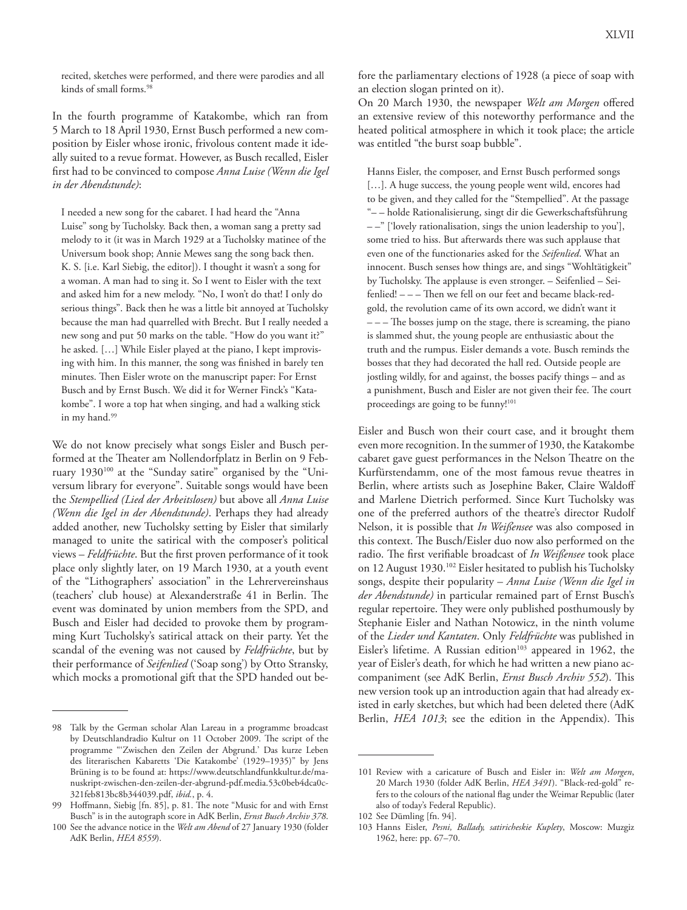recited, sketches were performed, and there were parodies and all kinds of small forms.[98]

In the fourth programme of Katakombe, which ran from 5 March to 18 April 1930, Ernst Busch performed a new composition by Eisler whose ironic, frivolous content made it ideally suited to a revue format. However, as Busch recalled, Eisler first had to be convinced to compose *Anna Luise (Wenn die Igel in der Abendstunde)*:

> I needed a new song for the cabaret. I had heard the "Anna Luise" song by Tucholsky. Back then, a woman sang a pretty sad melody to it (it was in March 1929 at a Tucholsky matinee of the Universum book shop; Annie Mewes sang the song back then. K. S. [i.e. Karl Siebig, the editor]). I thought it wasn't a song for a woman. A man had to sing it. So I went to Eisler with the text and asked him for a new melody. "No, I won't do that! I only do serious things". Back then he was a little bit annoyed at Tucholsky because the man had quarrelled with Brecht. But I really needed a new song and put 50 marks on the table. "How do you want it?" he asked. […] While Eisler played at the piano, I kept improvising with him. In this manner, the song was finished in barely ten minutes. Then Eisler wrote on the manuscript paper: For Ernst Busch and by Ernst Busch. We did it for Werner Finck's "Katakombe". I wore a top hat when singing, and had a walking stick in my hand.[99]

We do not know precisely what songs Eisler and Busch performed at the Theater am Nollendorfplatz in Berlin on 9 February 1930[100] at the "Sunday satire" organised by the "Universum library for everyone". Suitable songs would have been the *Stempellied (Lied der Arbeitslosen)* but above all *Anna Luise (Wenn die Igel in der Abendstunde)*. Perhaps they had already added another, new Tucholsky setting by Eisler that similarly managed to unite the satirical with the composer's political views – *Feldfrüchte*. But the first proven performance of it took place only slightly later, on 19 March 1930, at a youth event of the "Lithographers' association" in the Lehrervereinshaus (teachers' club house) at Alexanderstraße 41 in Berlin. The event was dominated by union members from the SPD, and Busch and Eisler had decided to provoke them by programming Kurt Tucholsky's satirical attack on their party. Yet the scandal of the evening was not caused by *Feldfrüchte*, but by their performance of *Seifenlied* ('Soap song') by Otto Stransky, which mocks a promotional gift that the SPD handed out before the parliamentary elections of 1928 (a piece of soap with an election slogan printed on it).

On 20 March 1930, the newspaper *Welt am Morgen* offered an extensive review of this noteworthy performance and the heated political atmosphere in which it took place; the article was entitled "the burst soap bubble".

> Hanns Eisler, the composer, and Ernst Busch performed songs […]. A huge success, the young people went wild, encores had to be given, and they called for the "Stempellied". At the passage "– – holde Rationalisierung, singt dir die Gewerkschaftsführung – –" ['lovely rationalisation, sings the union leadership to you'], some tried to hiss. But afterwards there was such applause that even one of the functionaries asked for the *Seifenlied*. What an innocent. Busch senses how things are, and sings "Wohltätigkeit" by Tucholsky. The applause is even stronger. – Seifenlied – Seifenlied! – – – Then we fell on our feet and became black-red-gold, the revolution came of its own accord, we didn't want it – – – The bosses jump on the stage, there is screaming, the piano is slammed shut, the young people are enthusiastic about the truth and the rumpus. Eisler demands a vote. Busch reminds the bosses that they had decorated the hall red. Outside people are jostling wildly, for and against, the bosses pacify things – and as a punishment, Busch and Eisler are not given their fee. The court proceedings are going to be funny![101]

Eisler and Busch won their court case, and it brought them even more recognition. In the summer of 1930, the Katakombe cabaret gave guest performances in the Nelson Theatre on the Kurfürstendamm, one of the most famous revue theatres in Berlin, where artists such as Josephine Baker, Claire Waldoff and Marlene Dietrich performed. Since Kurt Tucholsky was one of the preferred authors of the theatre's director Rudolf Nelson, it is possible that *In Weißensee* was also composed in this context. The Busch/Eisler duo now also performed on the radio. The first verifiable broadcast of *In Weißensee* took place on 12 August 1930.[102] Eisler hesitated to publish his Tucholsky songs, despite their popularity – *Anna Luise (Wenn die Igel in der Abendstunde)* in particular remained part of Ernst Busch's regular repertoire. They were only published posthumously by Stephanie Eisler and Nathan Notowicz, in the ninth volume of the *Lieder und Kantaten*. Only *Feldfrüchte* was published in Eisler's lifetime. A Russian edition[103] appeared in 1962, the year of Eisler's death, for which he had written a new piano accompaniment (see AdK Berlin, *Ernst Busch Archiv 552*). This new version took up an introduction again that had already existed in early sketches, but which had been deleted there (AdK Berlin, *HEA 1013*; see the edition in the Appendix). This

---

98 Talk by the German scholar Alan Lareau in a programme broadcast by Deutschlandradio Kultur on 11 October 2009. The script of the programme "'Zwischen den Zeilen der Abgrund.' Das kurze Leben des literarischen Kabaretts 'Die Katakombe' (1929–1935)" by Jens Brüning is to be found at: https://www.deutschlandfunkkultur.de/manuskript-zwischen-den-zeilen-der-abgrund-pdf.media.53c0beb4dca0c321feb813bc8b344039.pdf, *ibid.*, p. 4.

99 Hoffmann, Siebig [fn. 85], p. 81. The note "Music for and with Ernst Busch" is in the autograph score in AdK Berlin, *Ernst Busch Archiv 378*.

100 See the advance notice in the *Welt am Abend* of 27 January 1930 (folder AdK Berlin, *HEA 8559*).

101 Review with a caricature of Busch and Eisler in: *Welt am Morgen*, 20 March 1930 (folder AdK Berlin, *HEA 3491*). "Black-red-gold" refers to the colours of the national flag under the Weimar Republic (later also of today's Federal Republic).

102 See Dümling [fn. 94].

103 Hanns Eisler, *Pesni, Ballady, satiricheskie Kuplety*, Moscow: Muzgiz 1962, here: pp. 67–70.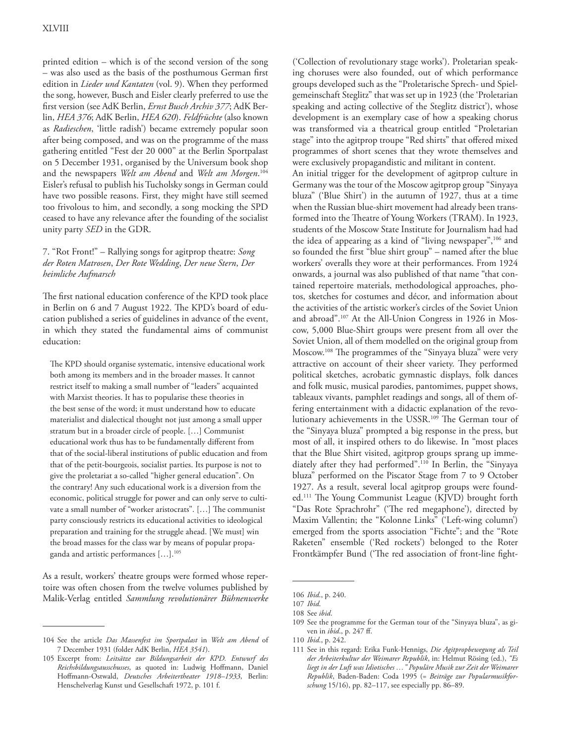printed edition – which is of the second version of the song – was also used as the basis of the posthumous German first edition in *Lieder und Kantaten* (vol. 9). When they performed the song, however, Busch and Eisler clearly preferred to use the first version (see AdK Berlin, *Ernst Busch Archiv 377*; AdK Berlin, *HEA 376*; AdK Berlin, *HEA 620*). *Feldfrüchte* (also known as *Radieschen*, 'little radish') became extremely popular soon after being composed, and was on the programme of the mass gathering entitled "Fest der 20 000" at the Berlin Sportpalast on 5 December 1931, organised by the Universum book shop and the newspapers *Welt am Abend* and *Welt am Morgen*.[104] Eisler's refusal to publish his Tucholsky songs in German could have two possible reasons. First, they might have still seemed too frivolous to him, and secondly, a song mocking the SPD ceased to have any relevance after the founding of the socialist unity party *SED* in the GDR.

## 7. "Rot Front!" – Rallying songs for agitprop theatre: *Song der Roten Matrosen*, *Der Rote Wedding*, *Der neue Stern*, *Der heimliche Aufmarsch*

The first national education conference of the KPD took place in Berlin on 6 and 7 August 1922. The KPD's board of education published a series of guidelines in advance of the event, in which they stated the fundamental aims of communist education:

> The KPD should organise systematic, intensive educational work both among its members and in the broader masses. It cannot restrict itself to making a small number of "leaders" acquainted with Marxist theories. It has to popularise these theories in the best sense of the word; it must understand how to educate materialist and dialectical thought not just among a small upper stratum but in a broader circle of people. […] Communist educational work thus has to be fundamentally different from that of the social-liberal institutions of public education and from that of the petit-bourgeois, socialist parties. Its purpose is not to give the proletariat a so-called "higher general education". On the contrary! Any such educational work is a diversion from the economic, political struggle for power and can only serve to cultivate a small number of "worker aristocrats". […] The communist party consciously restricts its educational activities to ideological preparation and training for the struggle ahead. [We must] win the broad masses for the class war by means of popular propaganda and artistic performances […].[105]

As a result, workers' theatre groups were formed whose repertoire was often chosen from the twelve volumes published by Malik-Verlag entitled *Sammlung revolutionärer Bühnenwerke* ('Collection of revolutionary stage works'). Proletarian speaking choruses were also founded, out of which performance groups developed such as the "Proletarische Sprech- und Spielgemeinschaft Steglitz" that was set up in 1923 (the 'Proletarian speaking and acting collective of the Steglitz district'), whose development is an exemplary case of how a speaking chorus was transformed via a theatrical group entitled "Proletarian stage" into the agitprop troupe "Red shirts" that offered mixed programmes of short scenes that they wrote themselves and were exclusively propagandistic and militant in content.

An initial trigger for the development of agitprop culture in Germany was the tour of the Moscow agitprop group "Sinyaya bluza" ('Blue Shirt') in the autumn of 1927, thus at a time when the Russian blue-shirt movement had already been transformed into the Theatre of Young Workers (TRAM). In 1923, students of the Moscow State Institute for Journalism had had the idea of appearing as a kind of "living newspaper",[106] and so founded the first "blue shirt group" – named after the blue workers' overalls they wore at their performances. From 1924 onwards, a journal was also published of that name "that contained repertoire materials, methodological approaches, photos, sketches for costumes and décor, and information about the activities of the artistic worker's circles of the Soviet Union and abroad".[107] At the All-Union Congress in 1926 in Moscow, 5,000 Blue-Shirt groups were present from all over the Soviet Union, all of them modelled on the original group from Moscow.[108] The programmes of the "Sinyaya bluza" were very attractive on account of their sheer variety. They performed political sketches, acrobatic gymnastic displays, folk dances and folk music, musical parodies, pantomimes, puppet shows, tableaux vivants, pamphlet readings and songs, all of them offering entertainment with a didactic explanation of the revolutionary achievements in the USSR.[109] The German tour of the "Sinyaya bluza" prompted a big response in the press, but most of all, it inspired others to do likewise. In "most places that the Blue Shirt visited, agitprop groups sprang up immediately after they had performed".[110] In Berlin, the "Sinyaya bluza" performed on the Piscator Stage from 7 to 9 October 1927. As a result, several local agitprop groups were founded.[111] The Young Communist League (KJVD) brought forth "Das Rote Sprachrohr" ('The red megaphone'), directed by Maxim Vallentin; the "Kolonne Links" ('Left-wing column') emerged from the sports association "Fichte"; and the "Rote Raketen" ensemble ('Red rockets') belonged to the Roter Frontkämpfer Bund ('The red association of front-line fight-

---

104 See the article *Das Massenfest im Sportpalast* in *Welt am Abend* of 7 December 1931 (folder AdK Berlin, *HEA 3541*).

105 Excerpt from: *Leitsätze zur Bildungsarbeit der KPD. Entwurf des Reichsbildungsausschusses*, as quoted in: Ludwig Hoffmann, Daniel Hoffmann-Ostwald, *Deutsches Arbeitertheater 1918–1933*, Berlin: Henschelverlag Kunst und Gesellschaft 1972, p. 101 f.

106 *Ibid*., p. 240.

107 *Ibid*.

108 See *ibid*.

109 See the programme for the German tour of the "Sinyaya bluza", as given in *ibid*., p. 247 ff.

110 *Ibid*., p. 242.

111 See in this regard: Erika Funk-Hennigs, *Die Agitpropbewegung als Teil der Arbeiterkultur der Weimarer Republik*, in: Helmut Rösing (ed.), *"Es liegt in der Luft was Idiotisches …" Populäre Musik zur Zeit der Weimarer Republik*, Baden-Baden: Coda 1995 (= *Beiträge zur Popularmusikforschung* 15/16), pp. 82–117, see especially pp. 86–89.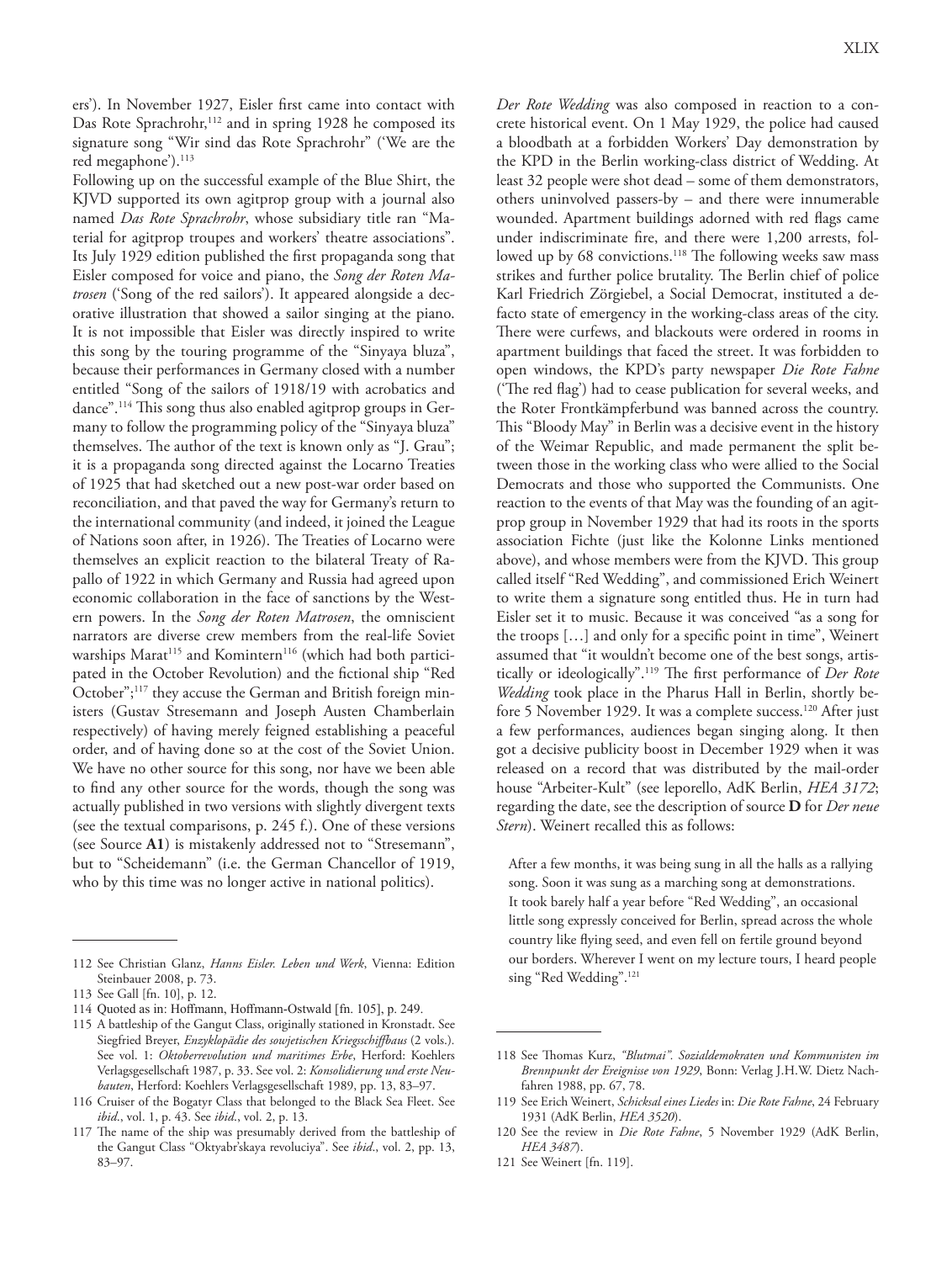ers'). In November 1927, Eisler first came into contact with Das Rote Sprachrohr,[112] and in spring 1928 he composed its signature song "Wir sind das Rote Sprachrohr" ('We are the red megaphone').[113]

Following up on the successful example of the Blue Shirt, the KJVD supported its own agitprop group with a journal also named *Das Rote Sprachrohr*, whose subsidiary title ran "Material for agitprop troupes and workers' theatre associations". Its July 1929 edition published the first propaganda song that Eisler composed for voice and piano, the *Song der Roten Matrosen* ('Song of the red sailors'). It appeared alongside a decorative illustration that showed a sailor singing at the piano. It is not impossible that Eisler was directly inspired to write this song by the touring programme of the "Sinyaya bluza", because their performances in Germany closed with a number entitled "Song of the sailors of 1918/19 with acrobatics and dance".[114] This song thus also enabled agitprop groups in Germany to follow the programming policy of the "Sinyaya bluza" themselves. The author of the text is known only as "J. Grau"; it is a propaganda song directed against the Locarno Treaties of 1925 that had sketched out a new post-war order based on reconciliation, and that paved the way for Germany's return to the international community (and indeed, it joined the League of Nations soon after, in 1926). The Treaties of Locarno were themselves an explicit reaction to the bilateral Treaty of Rapallo of 1922 in which Germany and Russia had agreed upon economic collaboration in the face of sanctions by the Western powers. In the *Song der Roten Matrosen*, the omniscient narrators are diverse crew members from the real-life Soviet warships Marat[115] and Komintern[116] (which had both participated in the October Revolution) and the fictional ship "Red October";[117] they accuse the German and British foreign ministers (Gustav Stresemann and Joseph Austen Chamberlain respectively) of having merely feigned establishing a peaceful order, and of having done so at the cost of the Soviet Union. We have no other source for this song, nor have we been able to find any other source for the words, though the song was actually published in two versions with slightly divergent texts (see the textual comparisons, p. 245 f.). One of these versions (see Source **A1**) is mistakenly addressed not to "Stresemann", but to "Scheidemann" (i.e. the German Chancellor of 1919, who by this time was no longer active in national politics).

*Der Rote Wedding* was also composed in reaction to a concrete historical event. On 1 May 1929, the police had caused a bloodbath at a forbidden Workers' Day demonstration by the KPD in the Berlin working-class district of Wedding. At least 32 people were shot dead – some of them demonstrators, others uninvolved passers-by – and there were innumerable wounded. Apartment buildings adorned with red flags came under indiscriminate fire, and there were 1,200 arrests, followed up by 68 convictions.[118] The following weeks saw mass strikes and further police brutality. The Berlin chief of police Karl Friedrich Zörgiebel, a Social Democrat, instituted a de-facto state of emergency in the working-class areas of the city. There were curfews, and blackouts were ordered in rooms in apartment buildings that faced the street. It was forbidden to open windows, the KPD's party newspaper *Die Rote Fahne* ('The red flag') had to cease publication for several weeks, and the Roter Frontkämpferbund was banned across the country. This "Bloody May" in Berlin was a decisive event in the history of the Weimar Republic, and made permanent the split between those in the working class who were allied to the Social Democrats and those who supported the Communists. One reaction to the events of that May was the founding of an agitprop group in November 1929 that had its roots in the sports association Fichte (just like the Kolonne Links mentioned above), and whose members were from the KJVD. This group called itself "Red Wedding", and commissioned Erich Weinert to write them a signature song entitled thus. He in turn had Eisler set it to music. Because it was conceived "as a song for the troops […] and only for a specific point in time", Weinert assumed that "it wouldn't become one of the best songs, artistically or ideologically".[119] The first performance of *Der Rote Wedding* took place in the Pharus Hall in Berlin, shortly before 5 November 1929. It was a complete success.[120] After just a few performances, audiences began singing along. It then got a decisive publicity boost in December 1929 when it was released on a record that was distributed by the mail-order house "Arbeiter-Kult" (see leporello, AdK Berlin, *HEA 3172*; regarding the date, see the description of source **D** for *Der neue Stern*). Weinert recalled this as follows:

> After a few months, it was being sung in all the halls as a rallying song. Soon it was sung as a marching song at demonstrations. It took barely half a year before "Red Wedding", an occasional little song expressly conceived for Berlin, spread across the whole country like flying seed, and even fell on fertile ground beyond our borders. Wherever I went on my lecture tours, I heard people sing "Red Wedding".[121]

---

112 See Christian Glanz, *Hanns Eisler. Leben und Werk*, Vienna: Edition Steinbauer 2008, p. 73.

113 See Gall [fn. 10], p. 12.

114 Quoted as in: Hoffmann, Hoffmann-Ostwald [fn. 105], p. 249.

115 A battleship of the Gangut Class, originally stationed in Kronstadt. See Siegfried Breyer, *Enzyklopädie des sowjetischen Kriegsschiffbaus* (2 vols.). See vol. 1: *Oktoberrevolution und maritimes Erbe*, Herford: Koehlers Verlagsgesellschaft 1987, p. 33. See vol. 2: *Konsolidierung und erste Neubauten*, Herford: Koehlers Verlagsgesellschaft 1989, pp. 13, 83–97.

116 Cruiser of the Bogatyr Class that belonged to the Black Sea Fleet. See *ibid.*, vol. 1, p. 43. See *ibid.*, vol. 2, p. 13.

117 The name of the ship was presumably derived from the battleship of the Gangut Class "Oktyabr'skaya revoluciya". See *ibid.*, vol. 2, pp. 13, 83–97.

118 See Thomas Kurz, *"Blutmai". Sozialdemokraten und Kommunisten im Brennpunkt der Ereignisse von 1929*, Bonn: Verlag J.H.W. Dietz Nachfahren 1988, pp. 67, 78.

119 See Erich Weinert, *Schicksal eines Liedes* in: *Die Rote Fahne*, 24 February 1931 (AdK Berlin, *HEA 3520*).

120 See the review in *Die Rote Fahne*, 5 November 1929 (AdK Berlin, *HEA 3487*).

121 See Weinert [fn. 119].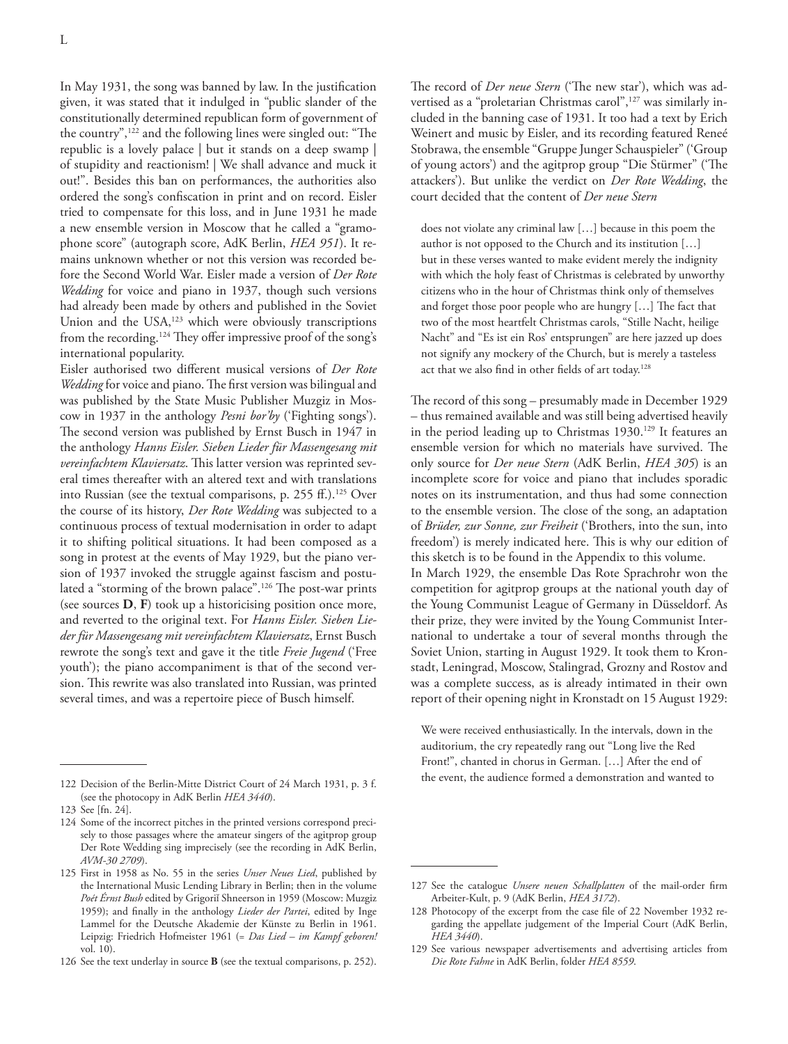In May 1931, the song was banned by law. In the justification given, it was stated that it indulged in "public slander of the constitutionally determined republican form of government of the country",[122] and the following lines were singled out: "The republic is a lovely palace | but it stands on a deep swamp | of stupidity and reactionism! | We shall advance and muck it out!". Besides this ban on performances, the authorities also ordered the song's confiscation in print and on record. Eisler tried to compensate for this loss, and in June 1931 he made a new ensemble version in Moscow that he called a "gramophone score" (autograph score, AdK Berlin, *HEA 951*). It remains unknown whether or not this version was recorded before the Second World War. Eisler made a version of *Der Rote Wedding* for voice and piano in 1937, though such versions had already been made by others and published in the Soviet Union and the USA,[123] which were obviously transcriptions from the recording.[124] They offer impressive proof of the song's international popularity.

Eisler authorised two different musical versions of *Der Rote Wedding* for voice and piano. The first version was bilingual and was published by the State Music Publisher Muzgiz in Moscow in 1937 in the anthology *Pesni bor'by* ('Fighting songs'). The second version was published by Ernst Busch in 1947 in the anthology *Hanns Eisler. Sieben Lieder für Massengesang mit vereinfachtem Klaviersatz*. This latter version was reprinted several times thereafter with an altered text and with translations into Russian (see the textual comparisons, p. 255 ff.).[125] Over the course of its history, *Der Rote Wedding* was subjected to a continuous process of textual modernisation in order to adapt it to shifting political situations. It had been composed as a song in protest at the events of May 1929, but the piano version of 1937 invoked the struggle against fascism and postulated a "storming of the brown palace".[126] The post-war prints (see sources **D**, **F**) took up a historicising position once more, and reverted to the original text. For *Hanns Eisler. Sieben Lieder für Massengesang mit vereinfachtem Klaviersatz*, Ernst Busch rewrote the song's text and gave it the title *Freie Jugend* ('Free youth'); the piano accompaniment is that of the second version. This rewrite was also translated into Russian, was printed several times, and was a repertoire piece of Busch himself.

The record of *Der neue Stern* ('The new star'), which was advertised as a "proletarian Christmas carol",[127] was similarly included in the banning case of 1931. It too had a text by Erich Weinert and music by Eisler, and its recording featured Reneé Stobrawa, the ensemble "Gruppe Junger Schauspieler" ('Group of young actors') and the agitprop group "Die Stürmer" ('The attackers'). But unlike the verdict on *Der Rote Wedding*, the court decided that the content of *Der neue Stern*

> does not violate any criminal law […] because in this poem the author is not opposed to the Church and its institution […] but in these verses wanted to make evident merely the indignity with which the holy feast of Christmas is celebrated by unworthy citizens who in the hour of Christmas think only of themselves and forget those poor people who are hungry […] The fact that two of the most heartfelt Christmas carols, "Stille Nacht, heilige Nacht" and "Es ist ein Ros' entsprungen" are here jazzed up does not signify any mockery of the Church, but is merely a tasteless act that we also find in other fields of art today.[128]

The record of this song – presumably made in December 1929 – thus remained available and was still being advertised heavily in the period leading up to Christmas 1930.[129] It features an ensemble version for which no materials have survived. The only source for *Der neue Stern* (AdK Berlin, *HEA 305*) is an incomplete score for voice and piano that includes sporadic notes on its instrumentation, and thus had some connection to the ensemble version. The close of the song, an adaptation of *Brüder, zur Sonne, zur Freiheit* ('Brothers, into the sun, into freedom') is merely indicated here. This is why our edition of this sketch is to be found in the Appendix to this volume.

In March 1929, the ensemble Das Rote Sprachrohr won the competition for agitprop groups at the national youth day of the Young Communist League of Germany in Düsseldorf. As their prize, they were invited by the Young Communist International to undertake a tour of several months through the Soviet Union, starting in August 1929. It took them to Kronstadt, Leningrad, Moscow, Stalingrad, Grozny and Rostov and was a complete success, as is already intimated in their own report of their opening night in Kronstadt on 15 August 1929:

> We were received enthusiastically. In the intervals, down in the auditorium, the cry repeatedly rang out "Long live the Red Front!", chanted in chorus in German. […] After the end of the event, the audience formed a demonstration and wanted to

---

122 Decision of the Berlin-Mitte District Court of 24 March 1931, p. 3 f. (see the photocopy in AdK Berlin *HEA 3440*).

123 See [fn. 24].

124 Some of the incorrect pitches in the printed versions correspond precisely to those passages where the amateur singers of the agitprop group Der Rote Wedding sing imprecisely (see the recording in AdK Berlin, *AVM-30 2709*).

125 First in 1958 as No. 55 in the series *Unser Neues Lied*, published by the International Music Lending Library in Berlin; then in the volume *Poét Ěrnst Bush* edited by Grigoriĭ Shneerson in 1959 (Moscow: Muzgiz 1959); and finally in the anthology *Lieder der Partei*, edited by Inge Lammel for the Deutsche Akademie der Künste zu Berlin in 1961. Leipzig: Friedrich Hofmeister 1961 (= *Das Lied – im Kampf geboren!* vol. 10).

126 See the text underlay in source **B** (see the textual comparisons, p. 252).

127 See the catalogue *Unsere neuen Schallplatten* of the mail-order firm Arbeiter-Kult, p. 9 (AdK Berlin, *HEA 3172*).

128 Photocopy of the excerpt from the case file of 22 November 1932 regarding the appellate judgement of the Imperial Court (AdK Berlin, *HEA 3440*).

129 See various newspaper advertisements and advertising articles from *Die Rote Fahne* in AdK Berlin, folder *HEA 8559*.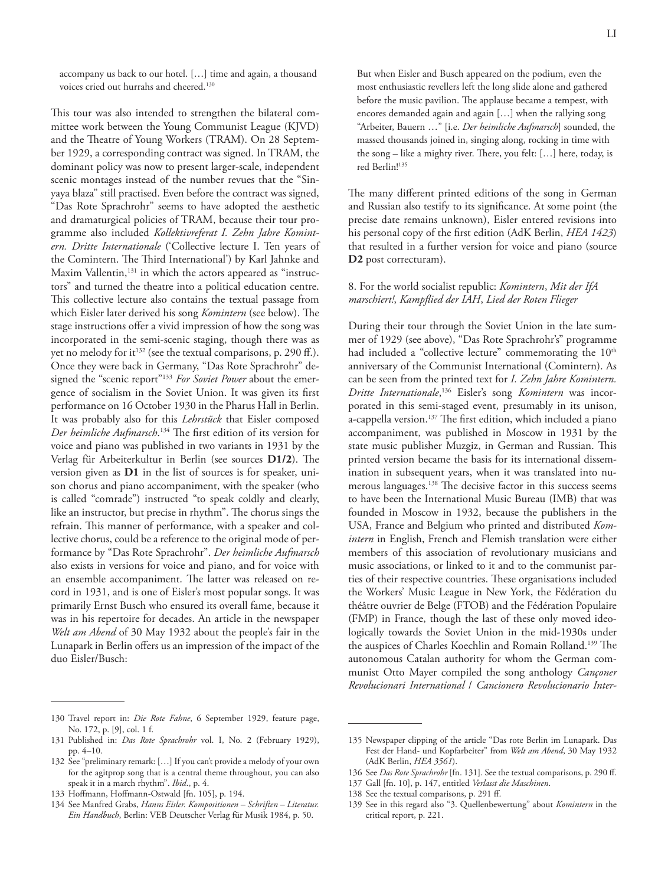accompany us back to our hotel. […] time and again, a thousand voices cried out hurrahs and cheered.[130]

This tour was also intended to strengthen the bilateral committee work between the Young Communist League (KJVD) and the Theatre of Young Workers (TRAM). On 28 September 1929, a corresponding contract was signed. In TRAM, the dominant policy was now to present larger-scale, independent scenic montages instead of the number revues that the "Sinyaya blaza" still practised. Even before the contract was signed, "Das Rote Sprachrohr" seems to have adopted the aesthetic and dramaturgical policies of TRAM, because their tour programme also included *Kollektivreferat I. Zehn Jahre Komintern. Dritte Internationale* ('Collective lecture I. Ten years of the Comintern. The Third International') by Karl Jahnke and Maxim Vallentin,[131] in which the actors appeared as "instructors" and turned the theatre into a political education centre. This collective lecture also contains the textual passage from which Eisler later derived his song *Komintern* (see below). The stage instructions offer a vivid impression of how the song was incorporated in the semi-scenic staging, though there was as yet no melody for it[132] (see the textual comparisons, p. 290 ff.). Once they were back in Germany, "Das Rote Sprachrohr" designed the "scenic report"[133] *For Soviet Power* about the emergence of socialism in the Soviet Union. It was given its first performance on 16 October 1930 in the Pharus Hall in Berlin. It was probably also for this *Lehrstück* that Eisler composed *Der heimliche Aufmarsch*.[134] The first edition of its version for voice and piano was published in two variants in 1931 by the Verlag für Arbeiterkultur in Berlin (see sources **D1/2**). The version given as **D1** in the list of sources is for speaker, unison chorus and piano accompaniment, with the speaker (who is called "comrade") instructed "to speak coldly and clearly, like an instructor, but precise in rhythm". The chorus sings the refrain. This manner of performance, with a speaker and collective chorus, could be a reference to the original mode of performance by "Das Rote Sprachrohr". *Der heimliche Aufmarsch* also exists in versions for voice and piano, and for voice with an ensemble accompaniment. The latter was released on record in 1931, and is one of Eisler's most popular songs. It was primarily Ernst Busch who ensured its overall fame, because it was in his repertoire for decades. An article in the newspaper *Welt am Abend* of 30 May 1932 about the people's fair in the Lunapark in Berlin offers us an impression of the impact of the duo Eisler/Busch:

> But when Eisler and Busch appeared on the podium, even the most enthusiastic revellers left the long slide alone and gathered before the music pavilion. The applause became a tempest, with encores demanded again and again […] when the rallying song "Arbeiter, Bauern …" [i.e. *Der heimliche Aufmarsch*] sounded, the massed thousands joined in, singing along, rocking in time with the song – like a mighty river. There, you felt: […] here, today, is red Berlin![135]

The many different printed editions of the song in German and Russian also testify to its significance. At some point (the precise date remains unknown), Eisler entered revisions into his personal copy of the first edition (AdK Berlin, *HEA 1423*) that resulted in a further version for voice and piano (source **D2** post correcturam).

### 8. For the world socialist republic: *Komintern*, *Mit der IfA marschiert!*, *Kampflied der IAH*, *Lied der Roten Flieger*

During their tour through the Soviet Union in the late summer of 1929 (see above), "Das Rote Sprachrohr's" programme had included a "collective lecture" commemorating the 10th anniversary of the Communist International (Comintern). As can be seen from the printed text for *I. Zehn Jahre Komintern. Dritte Internationale*,[136] Eisler's song *Komintern* was incorporated in this semi-staged event, presumably in its unison, a-cappella version.[137] The first edition, which included a piano accompaniment, was published in Moscow in 1931 by the state music publisher Muzgiz, in German and Russian. This printed version became the basis for its international dissemination in subsequent years, when it was translated into numerous languages.[138] The decisive factor in this success seems to have been the International Music Bureau (IMB) that was founded in Moscow in 1932, because the publishers in the USA, France and Belgium who printed and distributed *Komintern* in English, French and Flemish translation were either members of this association of revolutionary musicians and music associations, or linked to it and to the communist parties of their respective countries. These organisations included the Workers' Music League in New York, the Fédération du théâtre ouvrier de Belge (FTOB) and the Fédération Populaire (FMP) in France, though the last of these only moved ideologically towards the Soviet Union in the mid-1930s under the auspices of Charles Koechlin and Romain Rolland.[139] The autonomous Catalan authority for whom the German communist Otto Mayer compiled the song anthology *Cançoner Revolucionari International / Cancionero Revolucionario Inter-*

---

130 Travel report in: *Die Rote Fahne*, 6 September 1929, feature page, No. 172, p. [9], col. 1 f.

131 Published in: *Das Rote Sprachrohr* vol. I, No. 2 (February 1929), pp. 4–10.

132 See "preliminary remark: […] If you can't provide a melody of your own for the agitprop song that is a central theme throughout, you can also speak it in a march rhythm". *Ibid.*, p. 4.

133 Hoffmann, Hoffmann-Ostwald [fn. 105], p. 194.

134 See Manfred Grabs, *Hanns Eisler. Kompositionen – Schriften – Literatur. Ein Handbuch*, Berlin: VEB Deutscher Verlag für Musik 1984, p. 50.

135 Newspaper clipping of the article "Das rote Berlin im Lunapark. Das Fest der Hand- und Kopfarbeiter" from *Welt am Abend*, 30 May 1932 (AdK Berlin, *HEA 3561*).

136 See *Das Rote Sprachrohr* [fn. 131]. See the textual comparisons, p. 290 ff.

137 Gall [fn. 10], p. 147, entitled *Verlasst die Maschinen*.

138 See the textual comparisons, p. 291 ff.

139 See in this regard also "3. Quellenbewertung" about *Komintern* in the critical report, p. 221.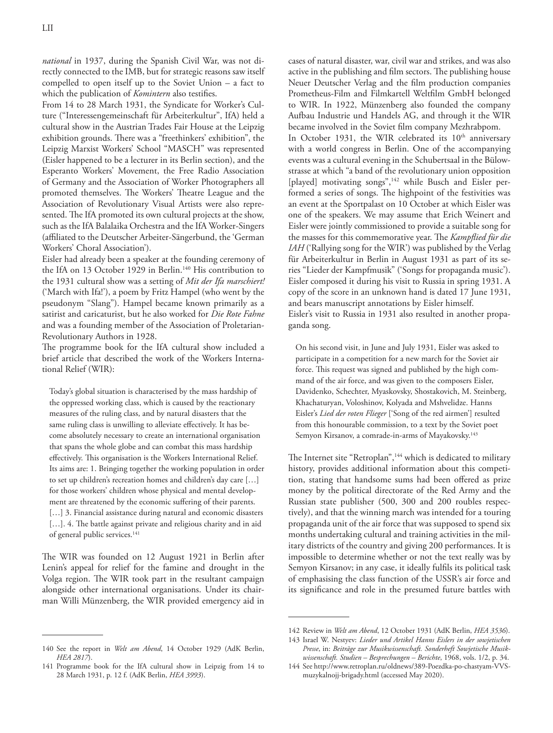*national* in 1937, during the Spanish Civil War, was not directly connected to the IMB, but for strategic reasons saw itself compelled to open itself up to the Soviet Union – a fact to which the publication of *Komintern* also testifies.

From 14 to 28 March 1931, the Syndicate for Worker's Culture ("Interessengemeinschaft für Arbeiterkultur", IfA) held a cultural show in the Austrian Trades Fair House at the Leipzig exhibition grounds. There was a "freethinkers' exhibition", the Leipzig Marxist Workers' School "MASCH" was represented (Eisler happened to be a lecturer in its Berlin section), and the Esperanto Workers' Movement, the Free Radio Association of Germany and the Association of Worker Photographers all promoted themselves. The Workers' Theatre League and the Association of Revolutionary Visual Artists were also represented. The IfA promoted its own cultural projects at the show, such as the IfA Balalaika Orchestra and the IfA Worker-Singers (affiliated to the Deutscher Arbeiter-Sängerbund, the 'German Workers' Choral Association').

Eisler had already been a speaker at the founding ceremony of the IfA on 13 October 1929 in Berlin.[140] His contribution to the 1931 cultural show was a setting of *Mit der Ifa marschiert!* ('March with Ifa!'), a poem by Fritz Hampel (who went by the pseudonym "Slang"). Hampel became known primarily as a satirist and caricaturist, but he also worked for *Die Rote Fahne* and was a founding member of the Association of Proletarian-Revolutionary Authors in 1928.

The programme book for the IfA cultural show included a brief article that described the work of the Workers International Relief (WIR):

> Today's global situation is characterised by the mass hardship of the oppressed working class, which is caused by the reactionary measures of the ruling class, and by natural disasters that the same ruling class is unwilling to alleviate effectively. It has become absolutely necessary to create an international organisation that spans the whole globe and can combat this mass hardship effectively. This organisation is the Workers International Relief. Its aims are: 1. Bringing together the working population in order to set up children's recreation homes and children's day care […] for those workers' children whose physical and mental development are threatened by the economic suffering of their parents. […] 3. Financial assistance during natural and economic disasters […]. 4. The battle against private and religious charity and in aid of general public services.[141]

The WIR was founded on 12 August 1921 in Berlin after Lenin's appeal for relief for the famine and drought in the Volga region. The WIR took part in the resultant campaign alongside other international organisations. Under its chairman Willi Münzenberg, the WIR provided emergency aid in cases of natural disaster, war, civil war and strikes, and was also active in the publishing and film sectors. The publishing house Neuer Deutscher Verlag and the film production companies Prometheus-Film and Filmkartell Weltfilm GmbH belonged to WIR. In 1922, Münzenberg also founded the company Aufbau Industrie und Handels AG, and through it the WIR became involved in the Soviet film company Mezhrabpom.

In October 1931, the WIR celebrated its 10th anniversary with a world congress in Berlin. One of the accompanying events was a cultural evening in the Schubertsaal in the Bülowstrasse at which "a band of the revolutionary union opposition [played] motivating songs",[142] while Busch and Eisler performed a series of songs. The highpoint of the festivities was an event at the Sportpalast on 10 October at which Eisler was one of the speakers. We may assume that Erich Weinert and Eisler were jointly commissioned to provide a suitable song for the masses for this commemorative year. The *Kampflied für die IAH* ('Rallying song for the WIR') was published by the Verlag für Arbeiterkultur in Berlin in August 1931 as part of its series "Lieder der Kampfmusik" ('Songs for propaganda music'). Eisler composed it during his visit to Russia in spring 1931. A copy of the score in an unknown hand is dated 17 June 1931, and bears manuscript annotations by Eisler himself.

Eisler's visit to Russia in 1931 also resulted in another propaganda song.

> On his second visit, in June and July 1931, Eisler was asked to participate in a competition for a new march for the Soviet air force. This request was signed and published by the high command of the air force, and was given to the composers Eisler, Davidenko, Schechter, Myaskovsky, Shostakovich, M. Steinberg, Khachaturyan, Voloshinov, Kolyada and Mshvelidze. Hanns Eisler's *Lied der roten Flieger* ['Song of the red airmen'] resulted from this honourable commission, to a text by the Soviet poet Semyon Kirsanov, a comrade-in-arms of Mayakovsky.[143]

The Internet site "Retroplan",[144] which is dedicated to military history, provides additional information about this competition, stating that handsome sums had been offered as prize money by the political directorate of the Red Army and the Russian state publisher (500, 300 and 200 roubles respectively), and that the winning march was intended for a touring propaganda unit of the air force that was supposed to spend six months undertaking cultural and training activities in the military districts of the country and giving 200 performances. It is impossible to determine whether or not the text really was by Semyon Kirsanov; in any case, it ideally fulfils its political task of emphasising the class function of the USSR's air force and its significance and role in the presumed future battles with

---

140 See the report in *Welt am Abend*, 14 October 1929 (AdK Berlin, *HEA 2817*).

141 Programme book for the IfA cultural show in Leipzig from 14 to 28 March 1931, p. 12 f. (AdK Berlin, *HEA 3993*).

142 Review in *Welt am Abend*, 12 October 1931 (AdK Berlin, *HEA 3536*).

143 Israel W. Nestyev: *Lieder und Artikel Hanns Eislers in der sowjetischen Presse*, in: *Beiträge zur Musikwissenschaft. Sonderheft Sowjetische Musikwissenschaft. Studien – Besprechungen – Berichte*, 1968, vols. 1/2, p. 34.

144 See http://www.retroplan.ru/oldnews/389-Poezdka-po-chastyam-VVS-muzykalnojj-brigady.html (accessed May 2020).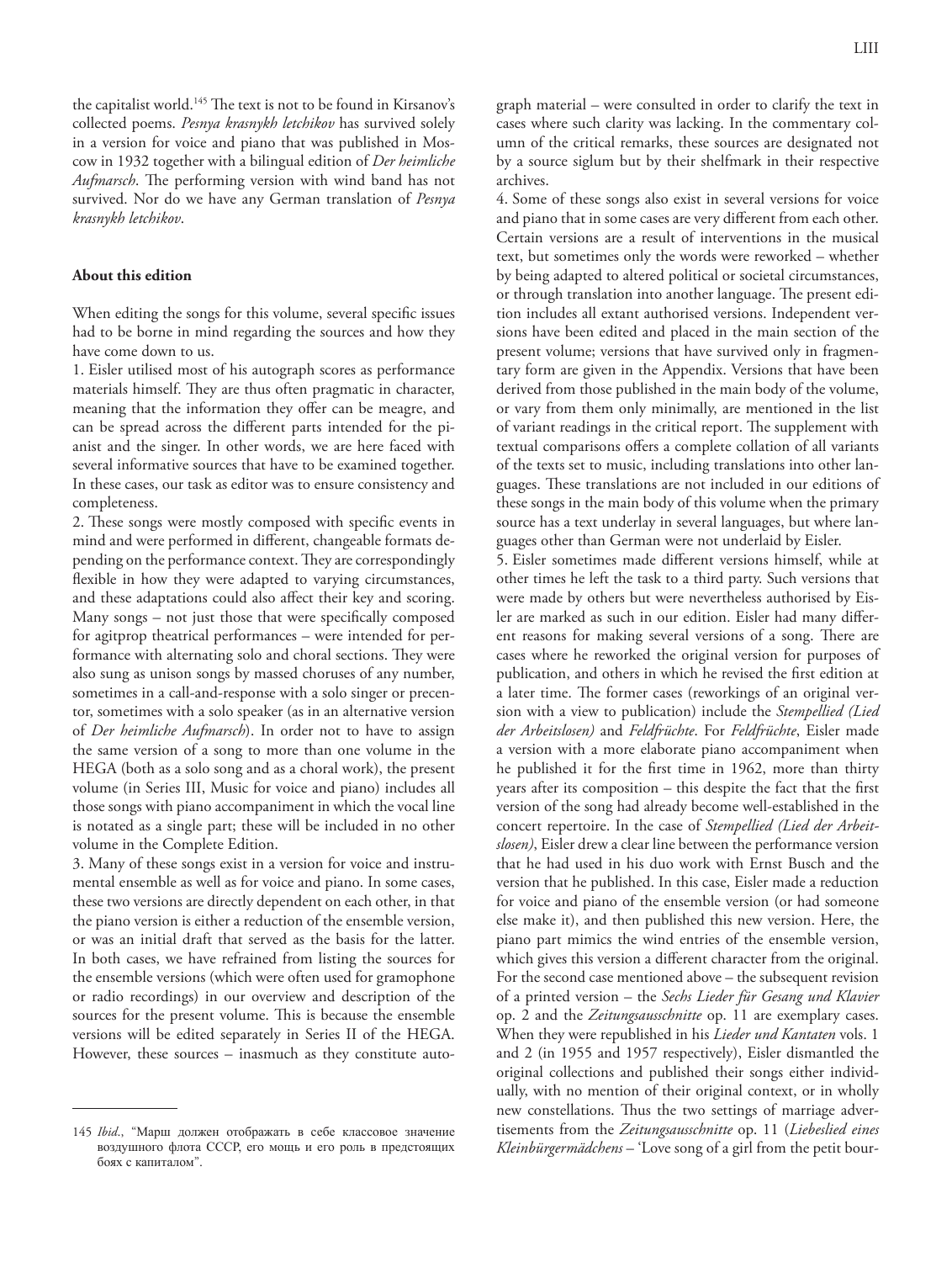the capitalist world.[145] The text is not to be found in Kirsanov's collected poems. *Pesnya krasnykh letchikov* has survived solely in a version for voice and piano that was published in Moscow in 1932 together with a bilingual edition of *Der heimliche Aufmarsch*. The performing version with wind band has not survived. Nor do we have any German translation of *Pesnya krasnykh letchikov*.

**About this edition**

When editing the songs for this volume, several specific issues had to be borne in mind regarding the sources and how they have come down to us.

1. Eisler utilised most of his autograph scores as performance materials himself. They are thus often pragmatic in character, meaning that the information they offer can be meagre, and can be spread across the different parts intended for the pianist and the singer. In other words, we are here faced with several informative sources that have to be examined together. In these cases, our task as editor was to ensure consistency and completeness.

2. These songs were mostly composed with specific events in mind and were performed in different, changeable formats depending on the performance context. They are correspondingly flexible in how they were adapted to varying circumstances, and these adaptations could also affect their key and scoring. Many songs – not just those that were specifically composed for agitprop theatrical performances – were intended for performance with alternating solo and choral sections. They were also sung as unison songs by massed choruses of any number, sometimes in a call-and-response with a solo singer or precentor, sometimes with a solo speaker (as in an alternative version of *Der heimliche Aufmarsch*). In order not to have to assign the same version of a song to more than one volume in the HEGA (both as a solo song and as a choral work), the present volume (in Series III, Music for voice and piano) includes all those songs with piano accompaniment in which the vocal line is notated as a single part; these will be included in no other volume in the Complete Edition.

3. Many of these songs exist in a version for voice and instrumental ensemble as well as for voice and piano. In some cases, these two versions are directly dependent on each other, in that the piano version is either a reduction of the ensemble version, or was an initial draft that served as the basis for the latter. In both cases, we have refrained from listing the sources for the ensemble versions (which were often used for gramophone or radio recordings) in our overview and description of the sources for the present volume. This is because the ensemble versions will be edited separately in Series II of the HEGA. However, these sources – inasmuch as they constitute autograph material – were consulted in order to clarify the text in cases where such clarity was lacking. In the commentary column of the critical remarks, these sources are designated not by a source siglum but by their shelfmark in their respective archives.

4. Some of these songs also exist in several versions for voice and piano that in some cases are very different from each other. Certain versions are a result of interventions in the musical text, but sometimes only the words were reworked – whether by being adapted to altered political or societal circumstances, or through translation into another language. The present edition includes all extant authorised versions. Independent versions have been edited and placed in the main section of the present volume; versions that have survived only in fragmentary form are given in the Appendix. Versions that have been derived from those published in the main body of the volume, or vary from them only minimally, are mentioned in the list of variant readings in the critical report. The supplement with textual comparisons offers a complete collation of all variants of the texts set to music, including translations into other languages. These translations are not included in our editions of these songs in the main body of this volume when the primary source has a text underlay in several languages, but where languages other than German were not underlaid by Eisler.

5. Eisler sometimes made different versions himself, while at other times he left the task to a third party. Such versions that were made by others but were nevertheless authorised by Eisler are marked as such in our edition. Eisler had many different reasons for making several versions of a song. There are cases where he reworked the original version for purposes of publication, and others in which he revised the first edition at a later time. The former cases (reworkings of an original version with a view to publication) include the *Stempellied (Lied der Arbeitslosen)* and *Feldfrüchte*. For *Feldfrüchte*, Eisler made a version with a more elaborate piano accompaniment when he published it for the first time in 1962, more than thirty years after its composition – this despite the fact that the first version of the song had already become well-established in the concert repertoire. In the case of *Stempellied (Lied der Arbeitslosen)*, Eisler drew a clear line between the performance version that he had used in his duo work with Ernst Busch and the version that he published. In this case, Eisler made a reduction for voice and piano of the ensemble version (or had someone else make it), and then published this new version. Here, the piano part mimics the wind entries of the ensemble version, which gives this version a different character from the original. For the second case mentioned above – the subsequent revision of a printed version – the *Sechs Lieder für Gesang und Klavier* op. 2 and the *Zeitungsausschnitte* op. 11 are exemplary cases. When they were republished in his *Lieder und Kantaten* vols. 1 and 2 (in 1955 and 1957 respectively), Eisler dismantled the original collections and published their songs either individually, with no mention of their original context, or in wholly new constellations. Thus the two settings of marriage advertisements from the *Zeitungsausschnitte* op. 11 (*Liebeslied eines Kleinbürgermädchens* – 'Love song of a girl from the petit bour-

---

145 *Ibid*., "Марш должен отображать в себе классовое значение воздушного флота СССР, его мощь и его роль в предстоящих боях с капиталом".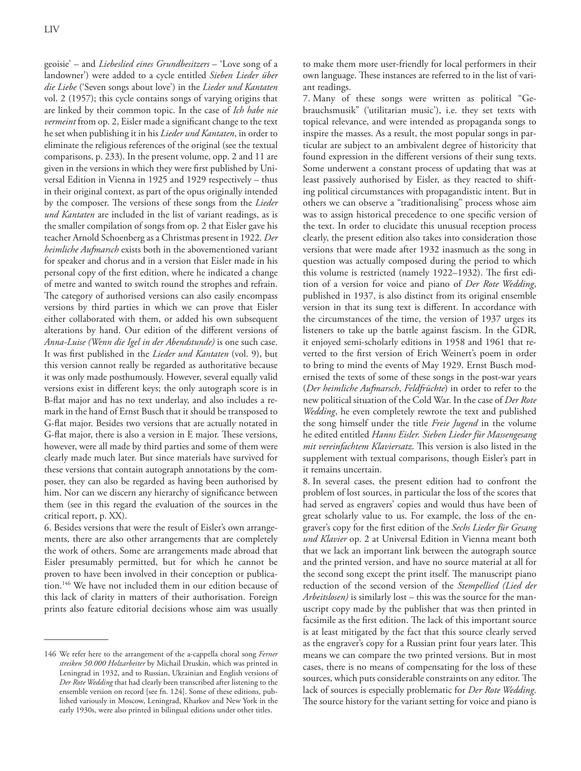geoisie' – and *Liebeslied eines Grundbesitzers* – 'Love song of a landowner') were added to a cycle entitled *Sieben Lieder über die Liebe* ('Seven songs about love') in the *Lieder und Kantaten* vol. 2 (1957); this cycle contains songs of varying origins that are linked by their common topic. In the case of *Ich habe nie vermeint* from op. 2, Eisler made a significant change to the text he set when publishing it in his *Lieder und Kantaten*, in order to eliminate the religious references of the original (see the textual comparisons, p. 233). In the present volume, opp. 2 and 11 are given in the versions in which they were first published by Universal Edition in Vienna in 1925 and 1929 respectively – thus in their original context, as part of the opus originally intended by the composer. The versions of these songs from the *Lieder und Kantaten* are included in the list of variant readings, as is the smaller compilation of songs from op. 2 that Eisler gave his teacher Arnold Schoenberg as a Christmas present in 1922. *Der heimliche Aufmarsch* exists both in the abovementioned variant for speaker and chorus and in a version that Eisler made in his personal copy of the first edition, where he indicated a change of metre and wanted to switch round the strophes and refrain. The category of authorised versions can also easily encompass versions by third parties in which we can prove that Eisler either collaborated with them, or added his own subsequent alterations by hand. Our edition of the different versions of *Anna-Luise (Wenn die Igel in der Abendstunde)* is one such case. It was first published in the *Lieder und Kantaten* (vol. 9), but this version cannot really be regarded as authoritative because it was only made posthumously. However, several equally valid versions exist in different keys; the only autograph score is in B-flat major and has no text underlay, and also includes a remark in the hand of Ernst Busch that it should be transposed to G-flat major. Besides two versions that are actually notated in G-flat major, there is also a version in E major. These versions, however, were all made by third parties and some of them were clearly made much later. But since materials have survived for these versions that contain autograph annotations by the composer, they can also be regarded as having been authorised by him. Nor can we discern any hierarchy of significance between them (see in this regard the evaluation of the sources in the critical report, p. XX).

6. Besides versions that were the result of Eisler's own arrangements, there are also other arrangements that are completely the work of others. Some are arrangements made abroad that Eisler presumably permitted, but for which he cannot be proven to have been involved in their conception or publication.[146] We have not included them in our edition because of this lack of clarity in matters of their authorisation. Foreign prints also feature editorial decisions whose aim was usually to make them more user-friendly for local performers in their own language. These instances are referred to in the list of variant readings.

7. Many of these songs were written as political "Gebrauchsmusik" ('utilitarian music'), i.e. they set texts with topical relevance, and were intended as propaganda songs to inspire the masses. As a result, the most popular songs in particular are subject to an ambivalent degree of historicity that found expression in the different versions of their sung texts. Some underwent a constant process of updating that was at least passively authorised by Eisler, as they reacted to shifting political circumstances with propagandistic intent. But in others we can observe a "traditionalising" process whose aim was to assign historical precedence to one specific version of the text. In order to elucidate this unusual reception process clearly, the present edition also takes into consideration those versions that were made after 1932 inasmuch as the song in question was actually composed during the period to which this volume is restricted (namely 1922–1932). The first edition of a version for voice and piano of *Der Rote Wedding*, published in 1937, is also distinct from its original ensemble version in that its sung text is different. In accordance with the circumstances of the time, the version of 1937 urges its listeners to take up the battle against fascism. In the GDR, it enjoyed semi-scholarly editions in 1958 and 1961 that reverted to the first version of Erich Weinert's poem in order to bring to mind the events of May 1929. Ernst Busch modernised the texts of some of these songs in the post-war years (*Der heimliche Aufmarsch*, *Feldfrüchte*) in order to refer to the new political situation of the Cold War. In the case of *Der Rote Wedding*, he even completely rewrote the text and published the song himself under the title *Freie Jugend* in the volume he edited entitled *Hanns Eisler. Sieben Lieder für Massengesang mit vereinfachtem Klaviersatz*. This version is also listed in the supplement with textual comparisons, though Eisler's part in it remains uncertain.

8. In several cases, the present edition had to confront the problem of lost sources, in particular the loss of the scores that had served as engravers' copies and would thus have been of great scholarly value to us. For example, the loss of the engraver's copy for the first edition of the *Sechs Lieder für Gesang und Klavier* op. 2 at Universal Edition in Vienna meant both that we lack an important link between the autograph source and the printed version, and have no source material at all for the second song except the print itself. The manuscript piano reduction of the second version of the *Stempellied (Lied der Arbeitslosen)* is similarly lost – this was the source for the manuscript copy made by the publisher that was then printed in facsimile as the first edition. The lack of this important source is at least mitigated by the fact that this source clearly served as the engraver's copy for a Russian print four years later. This means we can compare the two printed versions. But in most cases, there is no means of compensating for the loss of these sources, which puts considerable constraints on any editor. The lack of sources is especially problematic for *Der Rote Wedding*. The source history for the variant setting for voice and piano is

---

146 We refer here to the arrangement of the a-cappella choral song *Ferner streiken 50.000 Holzarbeiter* by Michail Druskin, which was printed in Leningrad in 1932, and to Russian, Ukrainian and English versions of *Der Rote Wedding* that had clearly been transcribed after listening to the ensemble version on record [see fn. 124]. Some of these editions, published variously in Moscow, Leningrad, Kharkov and New York in the early 1930s, were also printed in bilingual editions under other titles.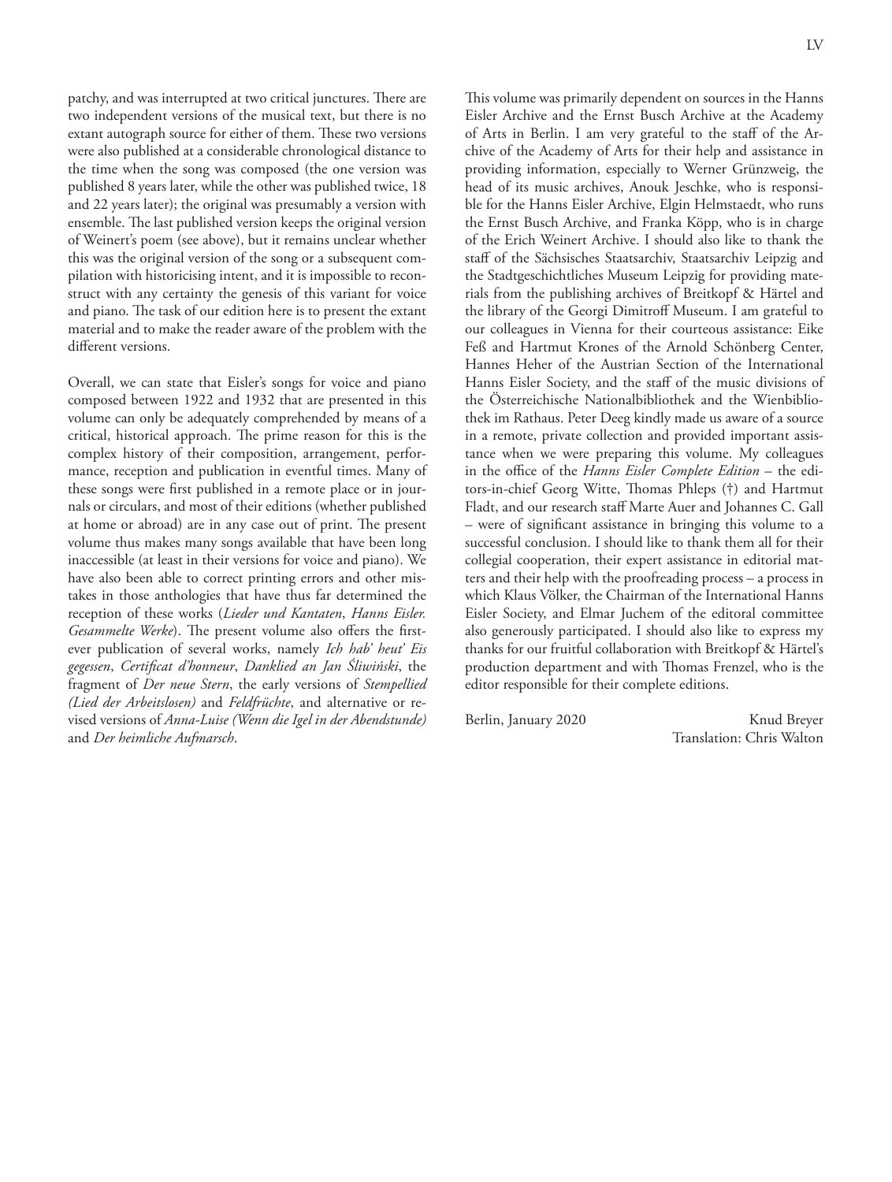patchy, and was interrupted at two critical junctures. There are two independent versions of the musical text, but there is no extant autograph source for either of them. These two versions were also published at a considerable chronological distance to the time when the song was composed (the one version was published 8 years later, while the other was published twice, 18 and 22 years later); the original was presumably a version with ensemble. The last published version keeps the original version of Weinert's poem (see above), but it remains unclear whether this was the original version of the song or a subsequent compilation with historicising intent, and it is impossible to reconstruct with any certainty the genesis of this variant for voice and piano. The task of our edition here is to present the extant material and to make the reader aware of the problem with the different versions.

Overall, we can state that Eisler's songs for voice and piano composed between 1922 and 1932 that are presented in this volume can only be adequately comprehended by means of a critical, historical approach. The prime reason for this is the complex history of their composition, arrangement, performance, reception and publication in eventful times. Many of these songs were first published in a remote place or in journals or circulars, and most of their editions (whether published at home or abroad) are in any case out of print. The present volume thus makes many songs available that have been long inaccessible (at least in their versions for voice and piano). We have also been able to correct printing errors and other mistakes in those anthologies that have thus far determined the reception of these works (*Lieder und Kantaten*, *Hanns Eisler. Gesammelte Werke*). The present volume also offers the first-ever publication of several works, namely *Ich hab' heut' Eis gegessen*, *Certificat d'honneur*, *Danklied an Jan Śliwiński*, the fragment of *Der neue Stern*, the early versions of *Stempellied (Lied der Arbeitslosen)* and *Feldfrüchte*, and alternative or revised versions of *Anna-Luise (Wenn die Igel in der Abendstunde)* and *Der heimliche Aufmarsch*.

This volume was primarily dependent on sources in the Hanns Eisler Archive and the Ernst Busch Archive at the Academy of Arts in Berlin. I am very grateful to the staff of the Archive of the Academy of Arts for their help and assistance in providing information, especially to Werner Grünzweig, the head of its music archives, Anouk Jeschke, who is responsible for the Hanns Eisler Archive, Elgin Helmstaedt, who runs the Ernst Busch Archive, and Franka Köpp, who is in charge of the Erich Weinert Archive. I should also like to thank the staff of the Sächsisches Staatsarchiv, Staatsarchiv Leipzig and the Stadtgeschichtliches Museum Leipzig for providing materials from the publishing archives of Breitkopf & Härtel and the library of the Georgi Dimitroff Museum. I am grateful to our colleagues in Vienna for their courteous assistance: Eike Feß and Hartmut Krones of the Arnold Schönberg Center, Hannes Heher of the Austrian Section of the International Hanns Eisler Society, and the staff of the music divisions of the Österreichische Nationalbibliothek and the Wienbibliothek im Rathaus. Peter Deeg kindly made us aware of a source in a remote, private collection and provided important assistance when we were preparing this volume. My colleagues in the office of the *Hanns Eisler Complete Edition* – the editors-in-chief Georg Witte, Thomas Phleps (†) and Hartmut Fladt, and our research staff Marte Auer and Johannes C. Gall – were of significant assistance in bringing this volume to a successful conclusion. I should like to thank them all for their collegial cooperation, their expert assistance in editorial matters and their help with the proofreading process – a process in which Klaus Völker, the Chairman of the International Hanns Eisler Society, and Elmar Juchem of the editoral committee also generously participated. I should also like to express my thanks for our fruitful collaboration with Breitkopf & Härtel's production department and with Thomas Frenzel, who is the editor responsible for their complete editions.

Berlin, January 2020

Knud Breyer
Translation: Chris Walton